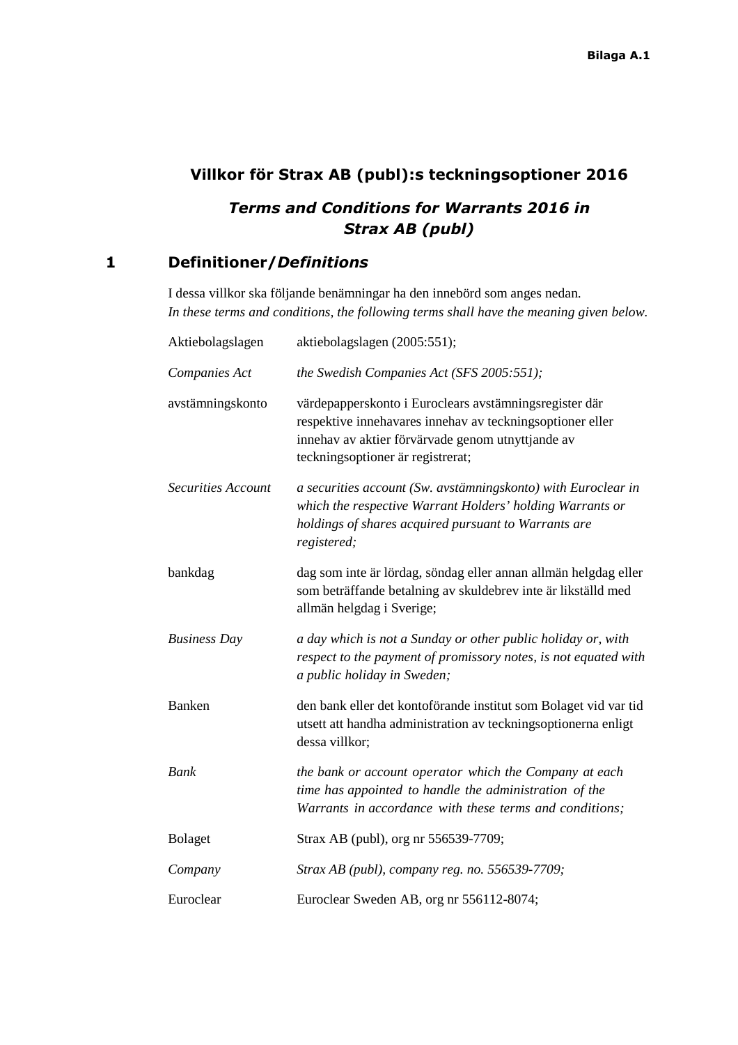Bilaga A.1

# Villkor för Strax AB (publ):s teckningsoptioner 2016

## *Terms and Conditions for Warrants 2016 in Strax AB (publ)*

## 1 Definitioner/*Definitions*

I dessa villkor ska följande benämningar ha den innebörd som anges nedan.
*In these terms and conditions, the following terms shall have the meaning given below.*

| | |
|---|---|
| Aktiebolagslagen | aktiebolagslagen (2005:551); |
| *Companies Act* | *the Swedish Companies Act (SFS 2005:551);* |
| avstämningskonto | värdepapperskonto i Euroclears avstämningsregister där respektive innehavares innehav av teckningsoptioner eller innehav av aktier förvärvade genom utnyttjande av teckningsoptioner är registrerat; |
| *Securities Account* | *a securities account (Sw. avstämningskonto) with Euroclear in which the respective Warrant Holders' holding Warrants or holdings of shares acquired pursuant to Warrants are registered;* |
| bankdag | dag som inte är lördag, söndag eller annan allmän helgdag eller som beträffande betalning av skuldebrev inte är likställd med allmän helgdag i Sverige; |
| *Business Day* | *a day which is not a Sunday or other public holiday or, with respect to the payment of promissory notes, is not equated with a public holiday in Sweden;* |
| Banken | den bank eller det kontoförande institut som Bolaget vid var tid utsett att handha administration av teckningsoptionerna enligt dessa villkor; |
| *Bank* | *the bank or account operator which the Company at each time has appointed to handle the administration of the Warrants in accordance with these terms and conditions;* |
| Bolaget | Strax AB (publ), org nr 556539-7709; |
| *Company* | *Strax AB (publ), company reg. no. 556539-7709;* |
| Euroclear | Euroclear Sweden AB, org nr 556112-8074; |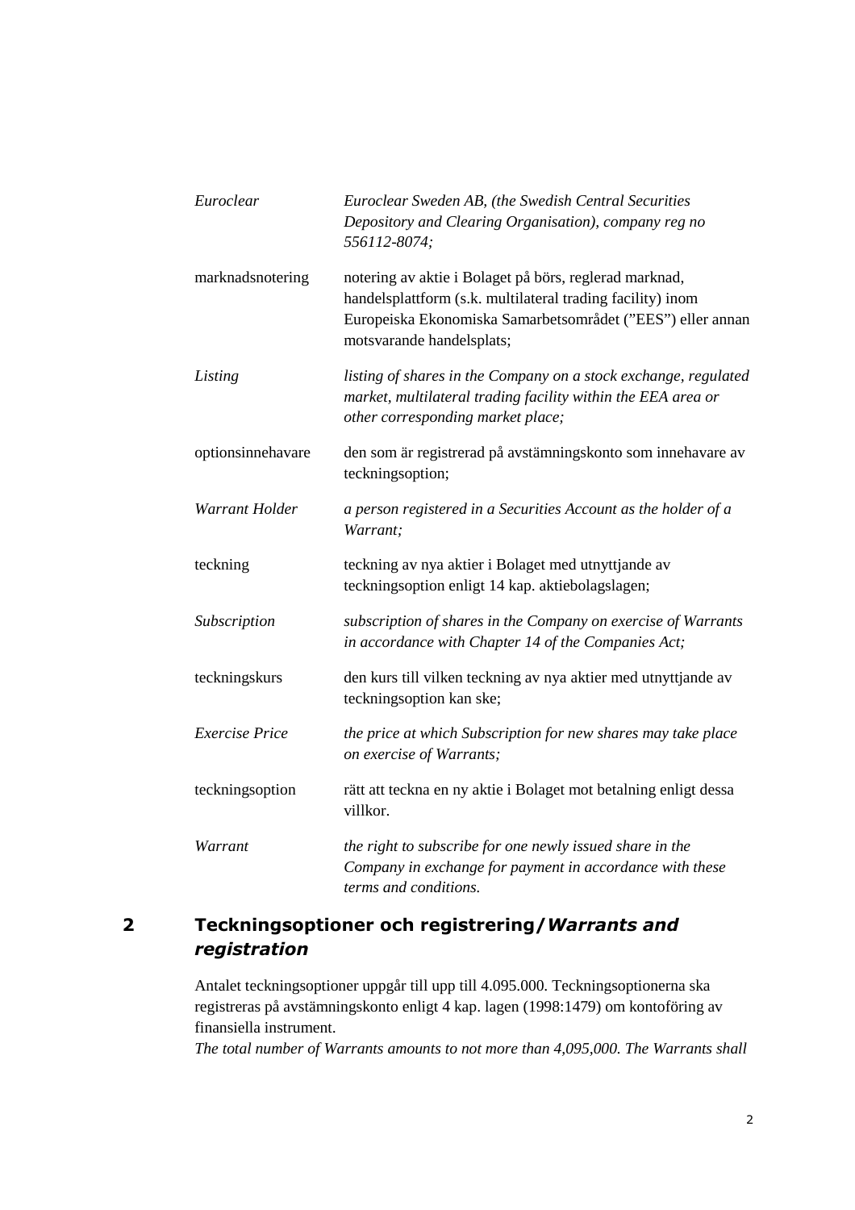| | |
|---|---|
| *Euroclear* | *Euroclear Sweden AB, (the Swedish Central Securities Depository and Clearing Organisation), company reg no 556112-8074;* |
| marknadsnotering | notering av aktie i Bolaget på börs, reglerad marknad, handelsplattform (s.k. multilateral trading facility) inom Europeiska Ekonomiska Samarbetsområdet (”EES”) eller annan motsvarande handelsplats; |
| *Listing* | *listing of shares in the Company on a stock exchange, regulated market, multilateral trading facility within the EEA area or other corresponding market place;* |
| optionsinnehavare | den som är registrerad på avstämningskonto som innehavare av teckningsoption; |
| *Warrant Holder* | *a person registered in a Securities Account as the holder of a Warrant;* |
| teckning | teckning av nya aktier i Bolaget med utnyttjande av teckningsoption enligt 14 kap. aktiebolagslagen; |
| *Subscription* | *subscription of shares in the Company on exercise of Warrants in accordance with Chapter 14 of the Companies Act;* |
| teckningskurs | den kurs till vilken teckning av nya aktier med utnyttjande av teckningsoption kan ske; |
| *Exercise Price* | *the price at which Subscription for new shares may take place on exercise of Warrants;* |
| teckningsoption | rätt att teckna en ny aktie i Bolaget mot betalning enligt dessa villkor. |
| *Warrant* | *the right to subscribe for one newly issued share in the Company in exchange for payment in accordance with these terms and conditions.* |

## 2 Teckningsoptioner och registrering/*Warrants and registration*

Antalet teckningsoptioner uppgår till upp till 4.095.000. Teckningsoptionerna ska registreras på avstämningskonto enligt 4 kap. lagen (1998:1479) om kontoföring av finansiella instrument.
*The total number of Warrants amounts to not more than 4,095,000. The Warrants shall*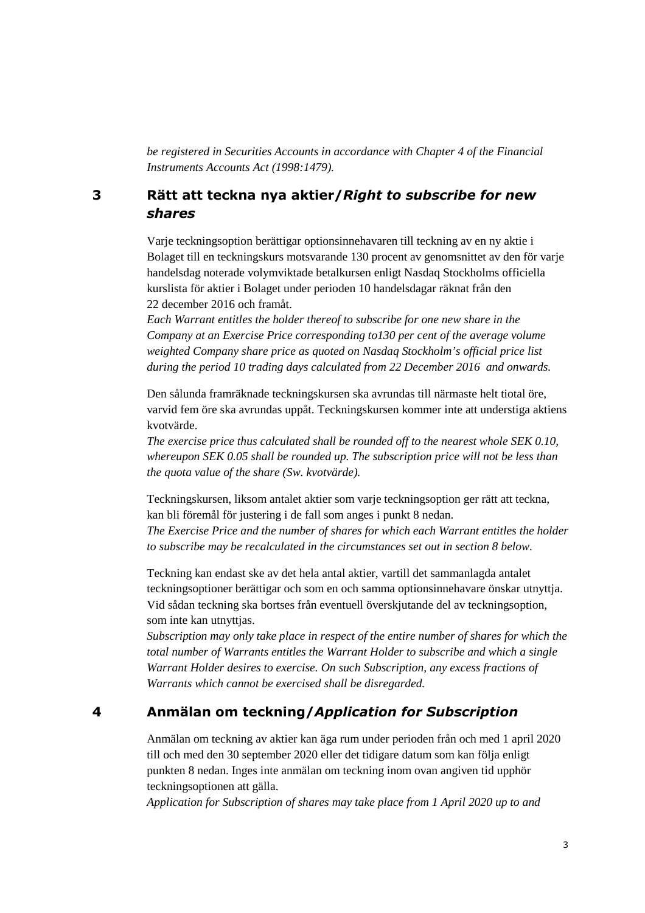*be registered in Securities Accounts in accordance with Chapter 4 of the Financial Instruments Accounts Act (1998:1479).*

## 3 Rätt att teckna nya aktier/*Right to subscribe for new shares*

Varje teckningsoption berättigar optionsinnehavaren till teckning av en ny aktie i Bolaget till en teckningskurs motsvarande 130 procent av genomsnittet av den för varje handelsdag noterade volymviktade betalkursen enligt Nasdaq Stockholms officiella kurslista för aktier i Bolaget under perioden 10 handelsdagar räknat från den 22 december 2016 och framåt.
*Each Warrant entitles the holder thereof to subscribe for one new share in the Company at an Exercise Price corresponding to130 per cent of the average volume weighted Company share price as quoted on Nasdaq Stockholm's official price list during the period 10 trading days calculated from 22 December 2016 and onwards.*

Den sålunda framräknade teckningskursen ska avrundas till närmaste helt tiotal öre, varvid fem öre ska avrundas uppåt. Teckningskursen kommer inte att understiga aktiens kvotvärde.
*The exercise price thus calculated shall be rounded off to the nearest whole SEK 0.10, whereupon SEK 0.05 shall be rounded up. The subscription price will not be less than the quota value of the share (Sw. kvotvärde).*

Teckningskursen, liksom antalet aktier som varje teckningsoption ger rätt att teckna, kan bli föremål för justering i de fall som anges i punkt 8 nedan.
*The Exercise Price and the number of shares for which each Warrant entitles the holder to subscribe may be recalculated in the circumstances set out in section 8 below.*

Teckning kan endast ske av det hela antal aktier, vartill det sammanlagda antalet teckningsoptioner berättigar och som en och samma optionsinnehavare önskar utnyttja. Vid sådan teckning ska bortses från eventuell överskjutande del av teckningsoption, som inte kan utnyttjas.
*Subscription may only take place in respect of the entire number of shares for which the total number of Warrants entitles the Warrant Holder to subscribe and which a single Warrant Holder desires to exercise. On such Subscription, any excess fractions of Warrants which cannot be exercised shall be disregarded.*

## 4 Anmälan om teckning/*Application for Subscription*

Anmälan om teckning av aktier kan äga rum under perioden från och med 1 april 2020 till och med den 30 september 2020 eller det tidigare datum som kan följa enligt punkten 8 nedan. Inges inte anmälan om teckning inom ovan angiven tid upphör teckningsoptionen att gälla.
*Application for Subscription of shares may take place from 1 April 2020 up to and*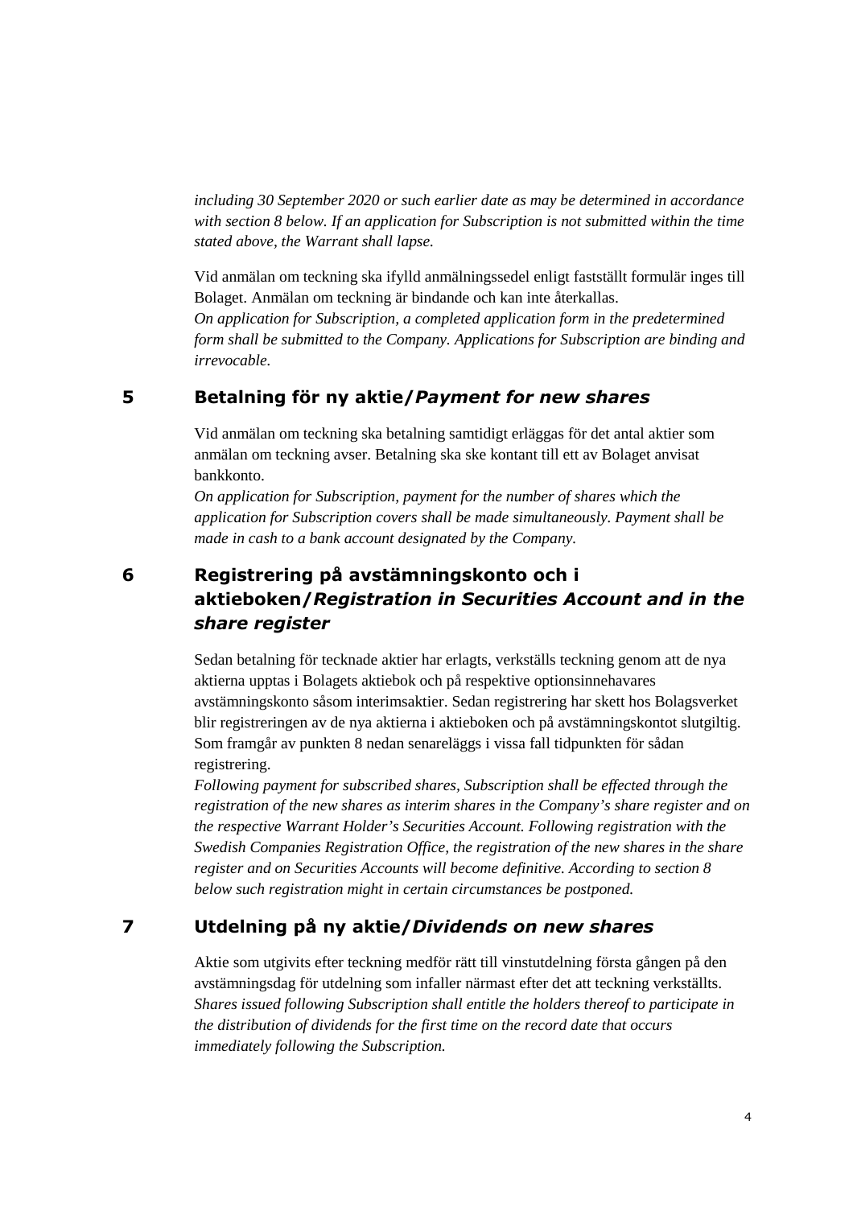*including 30 September 2020 or such earlier date as may be determined in accordance with section 8 below. If an application for Subscription is not submitted within the time stated above, the Warrant shall lapse.*

Vid anmälan om teckning ska ifylld anmälningssedel enligt fastställt formulär inges till Bolaget. Anmälan om teckning är bindande och kan inte återkallas.
*On application for Subscription, a completed application form in the predetermined form shall be submitted to the Company. Applications for Subscription are binding and irrevocable.*

## 5 Betalning för ny aktie/*Payment for new shares*

Vid anmälan om teckning ska betalning samtidigt erläggas för det antal aktier som anmälan om teckning avser. Betalning ska ske kontant till ett av Bolaget anvisat bankkonto.
*On application for Subscription, payment for the number of shares which the application for Subscription covers shall be made simultaneously. Payment shall be made in cash to a bank account designated by the Company.*

## 6 Registrering på avstämningskonto och i aktieboken/*Registration in Securities Account and in the share register*

Sedan betalning för tecknade aktier har erlagts, verkställs teckning genom att de nya aktierna upptas i Bolagets aktiebok och på respektive optionsinnehavares avstämningskonto såsom interimsaktier. Sedan registrering har skett hos Bolagsverket blir registreringen av de nya aktierna i aktieboken och på avstämningskontot slutgiltig. Som framgår av punkten 8 nedan senareläggs i vissa fall tidpunkten för sådan registrering.
*Following payment for subscribed shares, Subscription shall be effected through the registration of the new shares as interim shares in the Company's share register and on the respective Warrant Holder's Securities Account. Following registration with the Swedish Companies Registration Office, the registration of the new shares in the share register and on Securities Accounts will become definitive. According to section 8 below such registration might in certain circumstances be postponed.*

## 7 Utdelning på ny aktie/*Dividends on new shares*

Aktie som utgivits efter teckning medför rätt till vinstutdelning första gången på den avstämningsdag för utdelning som infaller närmast efter det att teckning verkställts.
*Shares issued following Subscription shall entitle the holders thereof to participate in the distribution of dividends for the first time on the record date that occurs immediately following the Subscription.*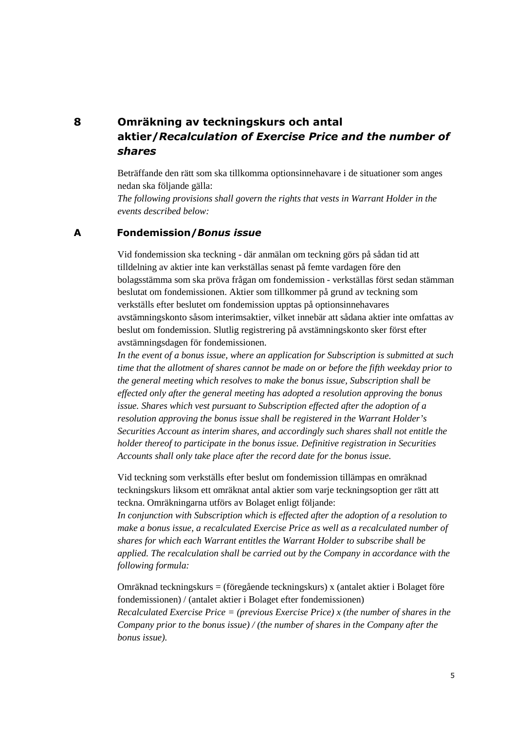## 8 Omräkning av teckningskurs och antal aktier/*Recalculation of Exercise Price and the number of shares*

Beträffande den rätt som ska tillkomma optionsinnehavare i de situationer som anges nedan ska följande gälla:
*The following provisions shall govern the rights that vests in Warrant Holder in the events described below:*

### A Fondemission/*Bonus issue*

Vid fondemission ska teckning - där anmälan om teckning görs på sådan tid att tilldelning av aktier inte kan verkställas senast på femte vardagen före den bolagsstämma som ska pröva frågan om fondemission - verkställas först sedan stämman beslutat om fondemissionen. Aktier som tillkommer på grund av teckning som verkställs efter beslutet om fondemission upptas på optionsinnehavares avstämningskonto såsom interimsaktier, vilket innebär att sådana aktier inte omfattas av beslut om fondemission. Slutlig registrering på avstämningskonto sker först efter avstämningsdagen för fondemissionen.
*In the event of a bonus issue, where an application for Subscription is submitted at such time that the allotment of shares cannot be made on or before the fifth weekday prior to the general meeting which resolves to make the bonus issue, Subscription shall be effected only after the general meeting has adopted a resolution approving the bonus issue. Shares which vest pursuant to Subscription effected after the adoption of a resolution approving the bonus issue shall be registered in the Warrant Holder's Securities Account as interim shares, and accordingly such shares shall not entitle the holder thereof to participate in the bonus issue. Definitive registration in Securities Accounts shall only take place after the record date for the bonus issue.*

Vid teckning som verkställs efter beslut om fondemission tillämpas en omräknad teckningskurs liksom ett omräknat antal aktier som varje teckningsoption ger rätt att teckna. Omräkningarna utförs av Bolaget enligt följande:
*In conjunction with Subscription which is effected after the adoption of a resolution to make a bonus issue, a recalculated Exercise Price as well as a recalculated number of shares for which each Warrant entitles the Warrant Holder to subscribe shall be applied. The recalculation shall be carried out by the Company in accordance with the following formula:*

Omräknad teckningskurs = (föregående teckningskurs) x (antalet aktier i Bolaget före fondemissionen) / (antalet aktier i Bolaget efter fondemissionen)
*Recalculated Exercise Price = (previous Exercise Price) x (the number of shares in the Company prior to the bonus issue) / (the number of shares in the Company after the bonus issue).*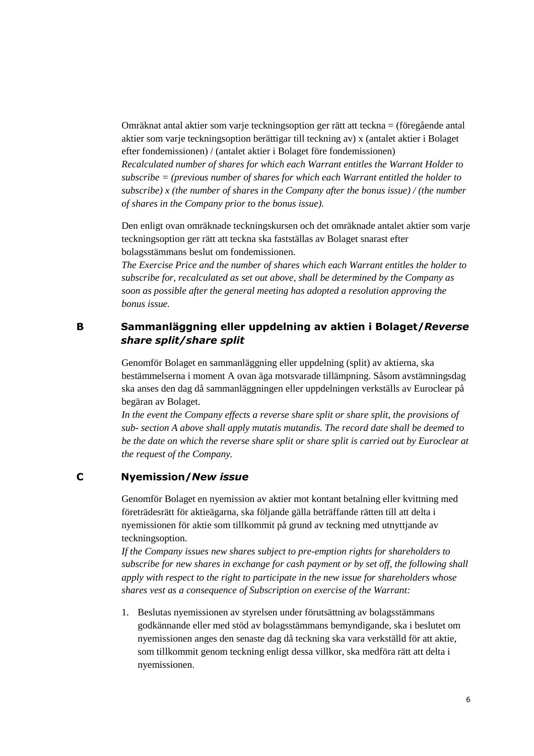Omräknat antal aktier som varje teckningsoption ger rätt att teckna = (föregående antal aktier som varje teckningsoption berättigar till teckning av) x (antalet aktier i Bolaget efter fondemissionen) / (antalet aktier i Bolaget före fondemissionen)
*Recalculated number of shares for which each Warrant entitles the Warrant Holder to subscribe = (previous number of shares for which each Warrant entitled the holder to subscribe) x (the number of shares in the Company after the bonus issue) / (the number of shares in the Company prior to the bonus issue).*

Den enligt ovan omräknade teckningskursen och det omräknade antalet aktier som varje teckningsoption ger rätt att teckna ska fastställas av Bolaget snarast efter bolagsstämmans beslut om fondemissionen.
*The Exercise Price and the number of shares which each Warrant entitles the holder to subscribe for, recalculated as set out above, shall be determined by the Company as soon as possible after the general meeting has adopted a resolution approving the bonus issue.*

### B Sammanläggning eller uppdelning av aktien i Bolaget/*Reverse share split/share split*

Genomför Bolaget en sammanläggning eller uppdelning (split) av aktierna, ska bestämmelserna i moment A ovan äga motsvarade tillämpning. Såsom avstämningsdag ska anses den dag då sammanläggningen eller uppdelningen verkställs av Euroclear på begäran av Bolaget.
*In the event the Company effects a reverse share split or share split, the provisions of sub- section A above shall apply mutatis mutandis. The record date shall be deemed to be the date on which the reverse share split or share split is carried out by Euroclear at the request of the Company.*

### C Nyemission/*New issue*

Genomför Bolaget en nyemission av aktier mot kontant betalning eller kvittning med företrädesrätt för aktieägarna, ska följande gälla beträffande rätten till att delta i nyemissionen för aktie som tillkommit på grund av teckning med utnyttjande av teckningsoption.
*If the Company issues new shares subject to pre-emption rights for shareholders to subscribe for new shares in exchange for cash payment or by set off, the following shall apply with respect to the right to participate in the new issue for shareholders whose shares vest as a consequence of Subscription on exercise of the Warrant:*

1. Beslutas nyemissionen av styrelsen under förutsättning av bolagsstämmans godkännande eller med stöd av bolagsstämmans bemyndigande, ska i beslutet om nyemissionen anges den senaste dag då teckning ska vara verkställd för att aktie, som tillkommit genom teckning enligt dessa villkor, ska medföra rätt att delta i nyemissionen.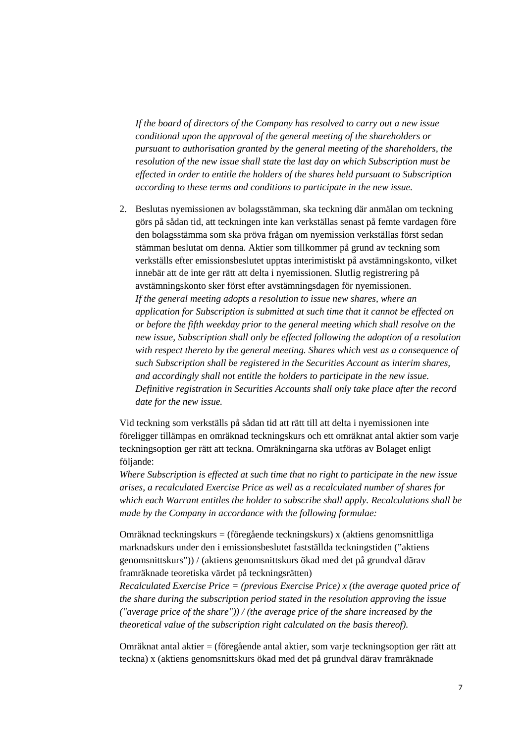*If the board of directors of the Company has resolved to carry out a new issue conditional upon the approval of the general meeting of the shareholders or pursuant to authorisation granted by the general meeting of the shareholders, the resolution of the new issue shall state the last day on which Subscription must be effected in order to entitle the holders of the shares held pursuant to Subscription according to these terms and conditions to participate in the new issue.*

2. Beslutas nyemissionen av bolagsstämman, ska teckning där anmälan om teckning görs på sådan tid, att teckningen inte kan verkställas senast på femte vardagen före den bolagsstämma som ska pröva frågan om nyemission verkställas först sedan stämman beslutat om denna. Aktier som tillkommer på grund av teckning som verkställs efter emissionsbeslutet upptas interimistiskt på avstämningskonto, vilket innebär att de inte ger rätt att delta i nyemissionen. Slutlig registrering på avstämningskonto sker först efter avstämningsdagen för nyemissionen.
   *If the general meeting adopts a resolution to issue new shares, where an application for Subscription is submitted at such time that it cannot be effected on or before the fifth weekday prior to the general meeting which shall resolve on the new issue, Subscription shall only be effected following the adoption of a resolution with respect thereto by the general meeting. Shares which vest as a consequence of such Subscription shall be registered in the Securities Account as interim shares, and accordingly shall not entitle the holders to participate in the new issue. Definitive registration in Securities Accounts shall only take place after the record date for the new issue.*

Vid teckning som verkställs på sådan tid att rätt till att delta i nyemissionen inte föreligger tillämpas en omräknad teckningskurs och ett omräknat antal aktier som varje teckningsoption ger rätt att teckna. Omräkningarna ska utföras av Bolaget enligt följande:
*Where Subscription is effected at such time that no right to participate in the new issue arises, a recalculated Exercise Price as well as a recalculated number of shares for which each Warrant entitles the holder to subscribe shall apply. Recalculations shall be made by the Company in accordance with the following formulae:*

Omräknad teckningskurs = (föregående teckningskurs) x (aktiens genomsnittliga marknadskurs under den i emissionsbeslutet fastställda teckningstiden (”aktiens genomsnittskurs”)) / (aktiens genomsnittskurs ökad med det på grundval därav framräknade teoretiska värdet på teckningsrätten)
*Recalculated Exercise Price = (previous Exercise Price) x (the average quoted price of the share during the subscription period stated in the resolution approving the issue ("average price of the share")) / (the average price of the share increased by the theoretical value of the subscription right calculated on the basis thereof).*

Omräknat antal aktier = (föregående antal aktier, som varje teckningsoption ger rätt att teckna) x (aktiens genomsnittskurs ökad med det på grundval därav framräknade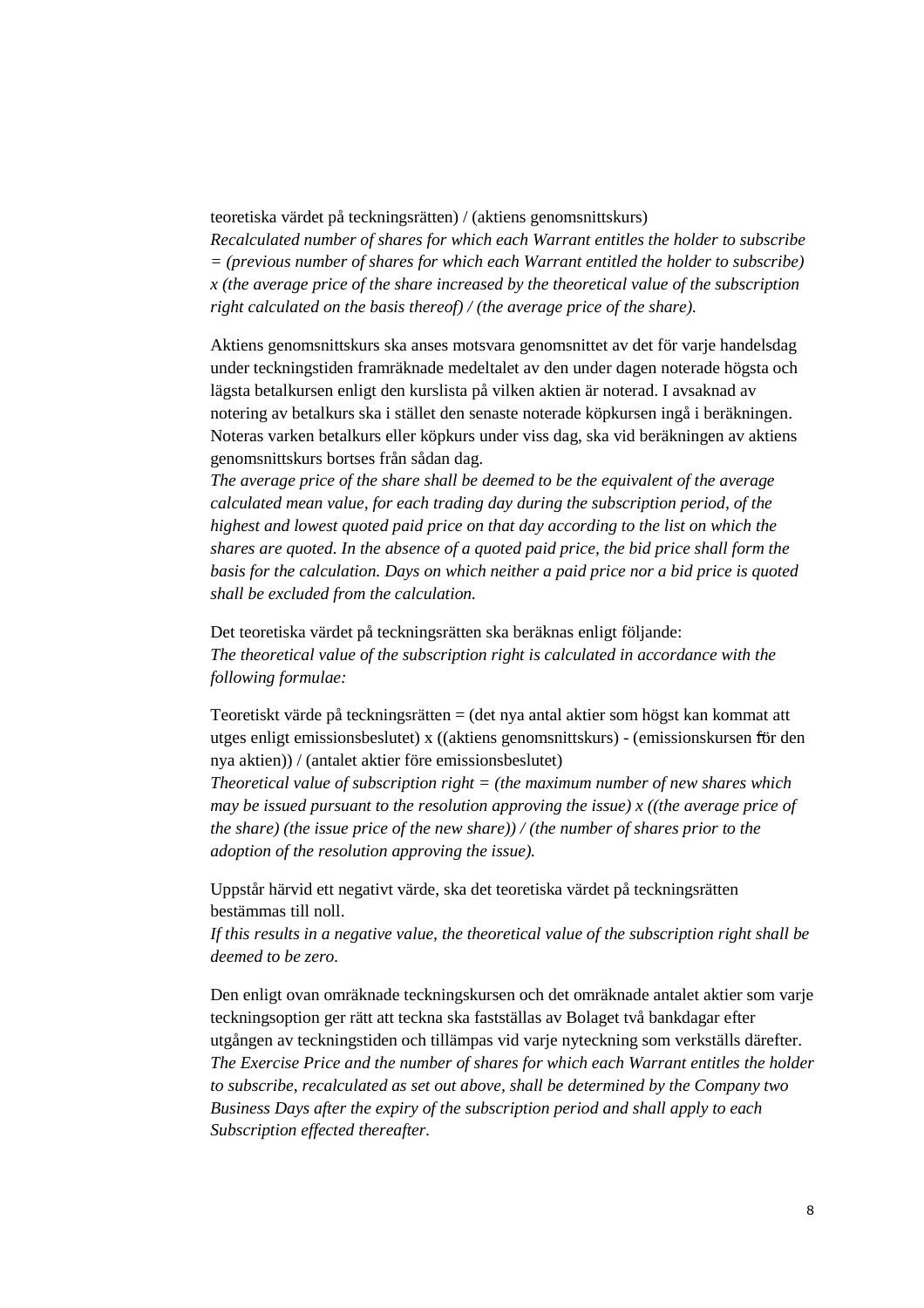teoretiska värdet på teckningsrätten) / (aktiens genomsnittskurs)
*Recalculated number of shares for which each Warrant entitles the holder to subscribe = (previous number of shares for which each Warrant entitled the holder to subscribe) x (the average price of the share increased by the theoretical value of the subscription right calculated on the basis thereof) / (the average price of the share).*

Aktiens genomsnittskurs ska anses motsvara genomsnittet av det för varje handelsdag under teckningstiden framräknade medeltalet av den under dagen noterade högsta och lägsta betalkursen enligt den kurslista på vilken aktien är noterad. I avsaknad av notering av betalkurs ska i stället den senaste noterade köpkursen ingå i beräkningen. Noteras varken betalkurs eller köpkurs under viss dag, ska vid beräkningen av aktiens genomsnittskurs bortses från sådan dag.
*The average price of the share shall be deemed to be the equivalent of the average calculated mean value, for each trading day during the subscription period, of the highest and lowest quoted paid price on that day according to the list on which the shares are quoted. In the absence of a quoted paid price, the bid price shall form the basis for the calculation. Days on which neither a paid price nor a bid price is quoted shall be excluded from the calculation.*

Det teoretiska värdet på teckningsrätten ska beräknas enligt följande:
*The theoretical value of the subscription right is calculated in accordance with the following formulae:*

Teoretiskt värde på teckningsrätten = (det nya antal aktier som högst kan kommat att utges enligt emissionsbeslutet) x ((aktiens genomsnittskurs) - (emissionskursen för den nya aktien)) / (antalet aktier före emissionsbeslutet)
*Theoretical value of subscription right = (the maximum number of new shares which may be issued pursuant to the resolution approving the issue) x ((the average price of the share) (the issue price of the new share)) / (the number of shares prior to the adoption of the resolution approving the issue).*

Uppstår härvid ett negativt värde, ska det teoretiska värdet på teckningsrätten bestämmas till noll.
*If this results in a negative value, the theoretical value of the subscription right shall be deemed to be zero.*

Den enligt ovan omräknade teckningskursen och det omräknade antalet aktier som varje teckningsoption ger rätt att teckna ska fastställas av Bolaget två bankdagar efter utgången av teckningstiden och tillämpas vid varje nyteckning som verkställs därefter.
*The Exercise Price and the number of shares for which each Warrant entitles the holder to subscribe, recalculated as set out above, shall be determined by the Company two Business Days after the expiry of the subscription period and shall apply to each Subscription effected thereafter.*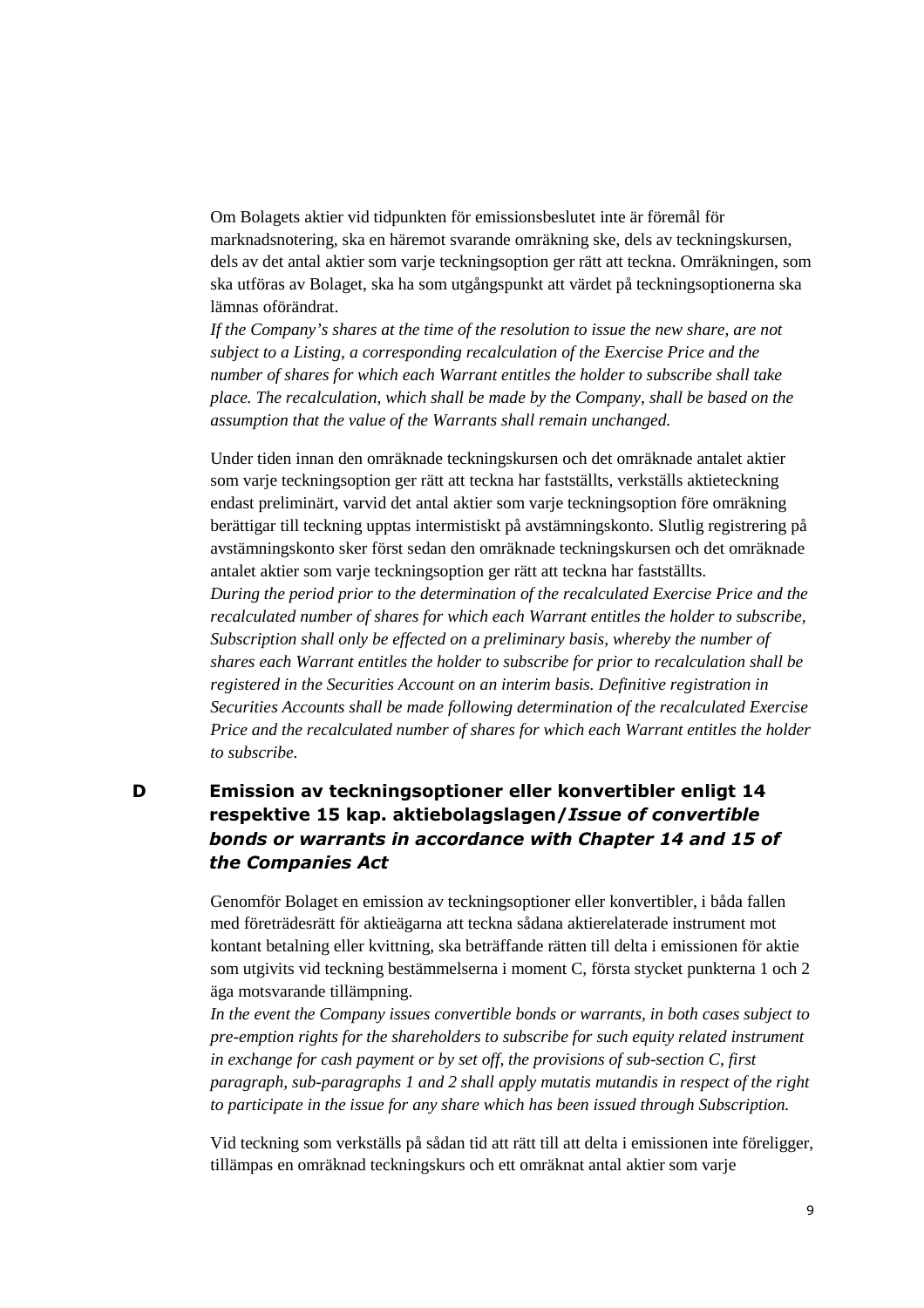Om Bolagets aktier vid tidpunkten för emissionsbeslutet inte är föremål för marknadsnotering, ska en häremot svarande omräkning ske, dels av teckningskursen, dels av det antal aktier som varje teckningsoption ger rätt att teckna. Omräkningen, som ska utföras av Bolaget, ska ha som utgångspunkt att värdet på teckningsoptionerna ska lämnas oförändrat.
*If the Company's shares at the time of the resolution to issue the new share, are not subject to a Listing, a corresponding recalculation of the Exercise Price and the number of shares for which each Warrant entitles the holder to subscribe shall take place. The recalculation, which shall be made by the Company, shall be based on the assumption that the value of the Warrants shall remain unchanged.*

Under tiden innan den omräknade teckningskursen och det omräknade antalet aktier som varje teckningsoption ger rätt att teckna har fastställts, verkställs aktieteckning endast preliminärt, varvid det antal aktier som varje teckningsoption före omräkning berättigar till teckning upptas intermistiskt på avstämningskonto. Slutlig registrering på avstämningskonto sker först sedan den omräknade teckningskursen och det omräknade antalet aktier som varje teckningsoption ger rätt att teckna har fastställts.
*During the period prior to the determination of the recalculated Exercise Price and the recalculated number of shares for which each Warrant entitles the holder to subscribe, Subscription shall only be effected on a preliminary basis, whereby the number of shares each Warrant entitles the holder to subscribe for prior to recalculation shall be registered in the Securities Account on an interim basis. Definitive registration in Securities Accounts shall be made following determination of the recalculated Exercise Price and the recalculated number of shares for which each Warrant entitles the holder to subscribe.*

## D Emission av teckningsoptioner eller konvertibler enligt 14 respektive 15 kap. aktiebolagslagen/*Issue of convertible bonds or warrants in accordance with Chapter 14 and 15 of the Companies Act*

Genomför Bolaget en emission av teckningsoptioner eller konvertibler, i båda fallen med företrädesrätt för aktieägarna att teckna sådana aktierelaterade instrument mot kontant betalning eller kvittning, ska beträffande rätten till delta i emissionen för aktie som utgivits vid teckning bestämmelserna i moment C, första stycket punkterna 1 och 2 äga motsvarande tillämpning.
*In the event the Company issues convertible bonds or warrants, in both cases subject to pre-emption rights for the shareholders to subscribe for such equity related instrument in exchange for cash payment or by set off, the provisions of sub-section C, first paragraph, sub-paragraphs 1 and 2 shall apply mutatis mutandis in respect of the right to participate in the issue for any share which has been issued through Subscription.*

Vid teckning som verkställs på sådan tid att rätt till att delta i emissionen inte föreligger, tillämpas en omräknad teckningskurs och ett omräknat antal aktier som varje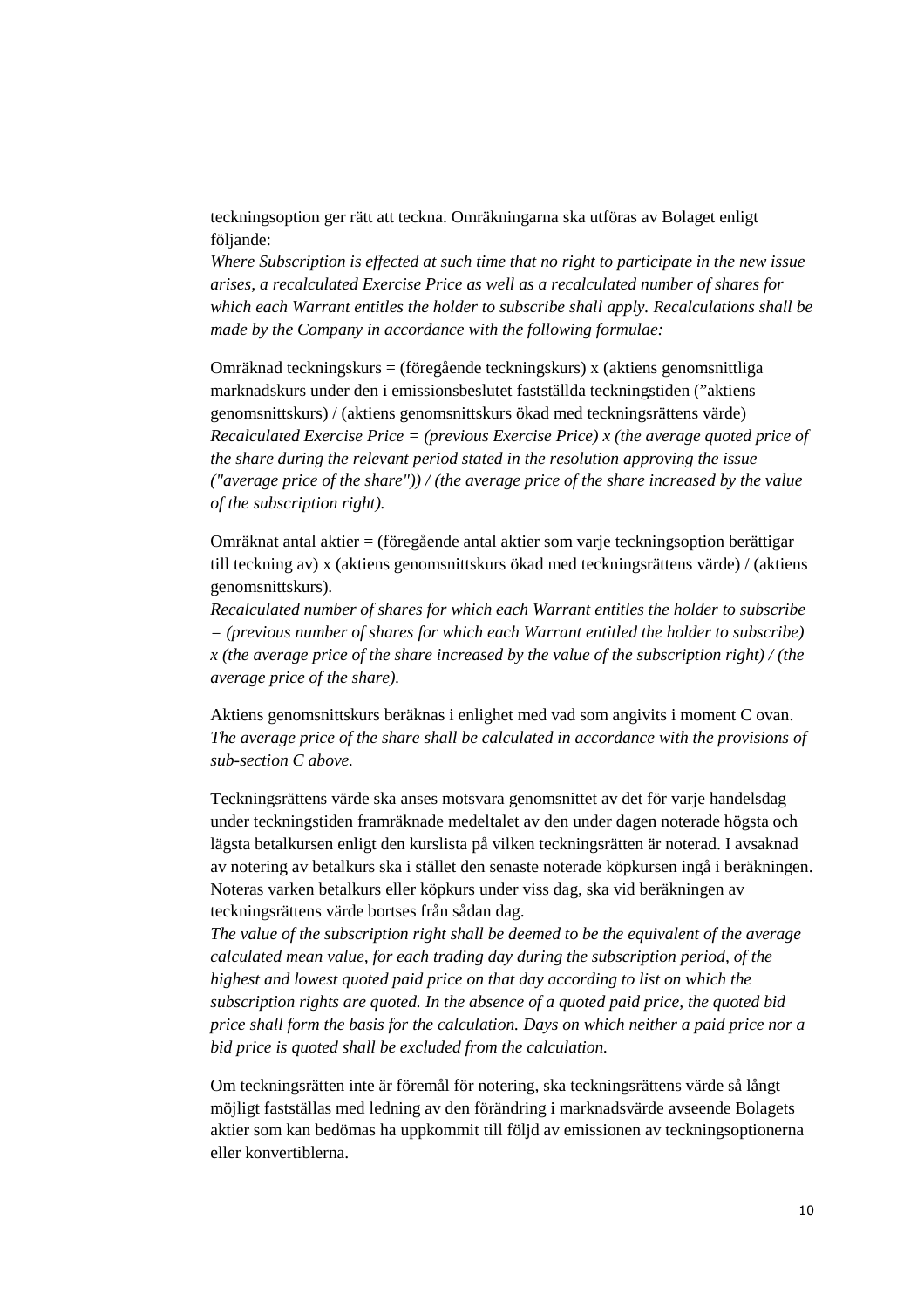teckningsoption ger rätt att teckna. Omräkningarna ska utföras av Bolaget enligt följande:
*Where Subscription is effected at such time that no right to participate in the new issue arises, a recalculated Exercise Price as well as a recalculated number of shares for which each Warrant entitles the holder to subscribe shall apply. Recalculations shall be made by the Company in accordance with the following formulae:*

Omräknad teckningskurs = (föregående teckningskurs) x (aktiens genomsnittliga marknadskurs under den i emissionsbeslutet fastställda teckningstiden (”aktiens genomsnittskurs) / (aktiens genomsnittskurs ökad med teckningsrättens värde)
*Recalculated Exercise Price = (previous Exercise Price) x (the average quoted price of the share during the relevant period stated in the resolution approving the issue ("average price of the share")) / (the average price of the share increased by the value of the subscription right).*

Omräknat antal aktier = (föregående antal aktier som varje teckningsoption berättigar till teckning av) x (aktiens genomsnittskurs ökad med teckningsrättens värde) / (aktiens genomsnittskurs).
*Recalculated number of shares for which each Warrant entitles the holder to subscribe = (previous number of shares for which each Warrant entitled the holder to subscribe) x (the average price of the share increased by the value of the subscription right) / (the average price of the share).*

Aktiens genomsnittskurs beräknas i enlighet med vad som angivits i moment C ovan.
*The average price of the share shall be calculated in accordance with the provisions of sub-section C above.*

Teckningsrättens värde ska anses motsvara genomsnittet av det för varje handelsdag under teckningstiden framräknade medeltalet av den under dagen noterade högsta och lägsta betalkursen enligt den kurslista på vilken teckningsrätten är noterad. I avsaknad av notering av betalkurs ska i stället den senaste noterade köpkursen ingå i beräkningen. Noteras varken betalkurs eller köpkurs under viss dag, ska vid beräkningen av teckningsrättens värde bortses från sådan dag.
*The value of the subscription right shall be deemed to be the equivalent of the average calculated mean value, for each trading day during the subscription period, of the highest and lowest quoted paid price on that day according to list on which the subscription rights are quoted. In the absence of a quoted paid price, the quoted bid price shall form the basis for the calculation. Days on which neither a paid price nor a bid price is quoted shall be excluded from the calculation.*

Om teckningsrätten inte är föremål för notering, ska teckningsrättens värde så långt möjligt fastställas med ledning av den förändring i marknadsvärde avseende Bolagets aktier som kan bedömas ha uppkommit till följd av emissionen av teckningsoptionerna eller konvertiblerna.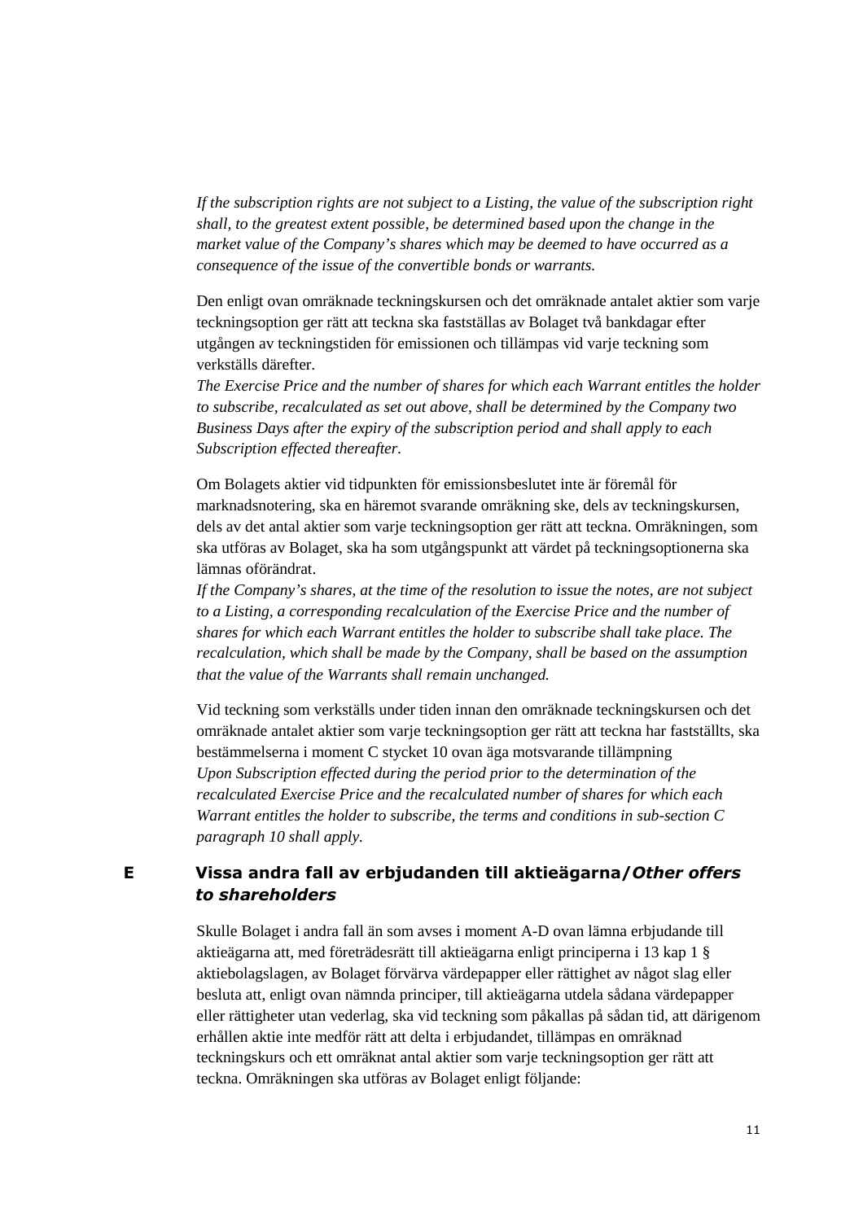*If the subscription rights are not subject to a Listing, the value of the subscription right shall, to the greatest extent possible, be determined based upon the change in the market value of the Company's shares which may be deemed to have occurred as a consequence of the issue of the convertible bonds or warrants.*

Den enligt ovan omräknade teckningskursen och det omräknade antalet aktier som varje teckningsoption ger rätt att teckna ska fastställas av Bolaget två bankdagar efter utgången av teckningstiden för emissionen och tillämpas vid varje teckning som verkställs därefter.
*The Exercise Price and the number of shares for which each Warrant entitles the holder to subscribe, recalculated as set out above, shall be determined by the Company two Business Days after the expiry of the subscription period and shall apply to each Subscription effected thereafter.*

Om Bolagets aktier vid tidpunkten för emissionsbeslutet inte är föremål för marknadsnotering, ska en häremot svarande omräkning ske, dels av teckningskursen, dels av det antal aktier som varje teckningsoption ger rätt att teckna. Omräkningen, som ska utföras av Bolaget, ska ha som utgångspunkt att värdet på teckningsoptionerna ska lämnas oförändrat.
*If the Company's shares, at the time of the resolution to issue the notes, are not subject to a Listing, a corresponding recalculation of the Exercise Price and the number of shares for which each Warrant entitles the holder to subscribe shall take place. The recalculation, which shall be made by the Company, shall be based on the assumption that the value of the Warrants shall remain unchanged.*

Vid teckning som verkställs under tiden innan den omräknade teckningskursen och det omräknade antalet aktier som varje teckningsoption ger rätt att teckna har fastställts, ska bestämmelserna i moment C stycket 10 ovan äga motsvarande tillämpning
*Upon Subscription effected during the period prior to the determination of the recalculated Exercise Price and the recalculated number of shares for which each Warrant entitles the holder to subscribe, the terms and conditions in sub-section C paragraph 10 shall apply.*

## E Vissa andra fall av erbjudanden till aktieägarna/*Other offers to shareholders*

Skulle Bolaget i andra fall än som avses i moment A-D ovan lämna erbjudande till aktieägarna att, med företrädesrätt till aktieägarna enligt principerna i 13 kap 1 § aktiebolagslagen, av Bolaget förvärva värdepapper eller rättighet av något slag eller besluta att, enligt ovan nämnda principer, till aktieägarna utdela sådana värdepapper eller rättigheter utan vederlag, ska vid teckning som påkallas på sådan tid, att därigenom erhållen aktie inte medför rätt att delta i erbjudandet, tillämpas en omräknad teckningskurs och ett omräknat antal aktier som varje teckningsoption ger rätt att teckna. Omräkningen ska utföras av Bolaget enligt följande: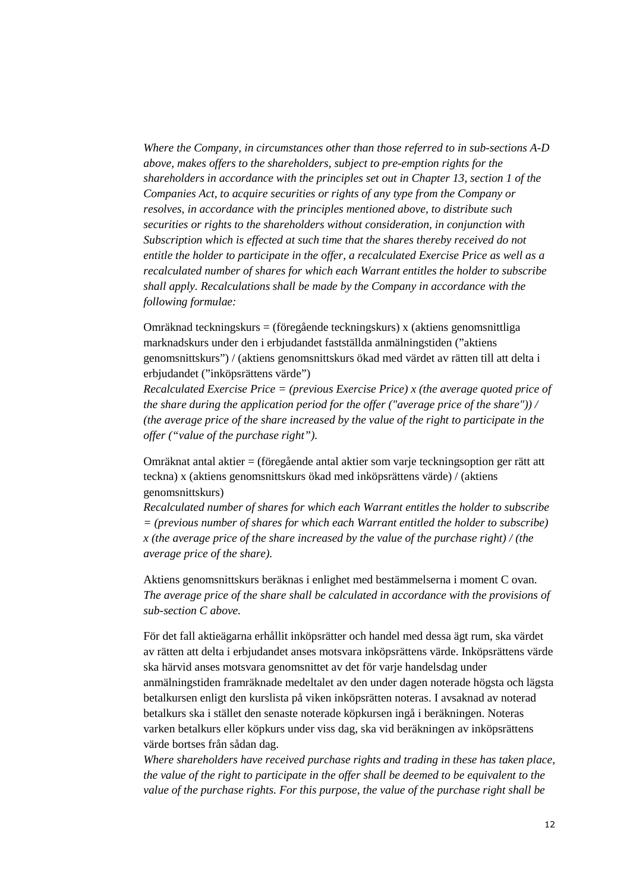*Where the Company, in circumstances other than those referred to in sub-sections A-D above, makes offers to the shareholders, subject to pre-emption rights for the shareholders in accordance with the principles set out in Chapter 13, section 1 of the Companies Act, to acquire securities or rights of any type from the Company or resolves, in accordance with the principles mentioned above, to distribute such securities or rights to the shareholders without consideration, in conjunction with Subscription which is effected at such time that the shares thereby received do not entitle the holder to participate in the offer, a recalculated Exercise Price as well as a recalculated number of shares for which each Warrant entitles the holder to subscribe shall apply. Recalculations shall be made by the Company in accordance with the following formulae:*

Omräknad teckningskurs = (föregående teckningskurs) x (aktiens genomsnittliga marknadskurs under den i erbjudandet fastställda anmälningstiden (”aktiens genomsnittskurs”) / (aktiens genomsnittskurs ökad med värdet av rätten till att delta i erbjudandet (”inköpsrättens värde”)
*Recalculated Exercise Price = (previous Exercise Price) x (the average quoted price of the share during the application period for the offer ("average price of the share")) / (the average price of the share increased by the value of the right to participate in the offer (“value of the purchase right”).*

Omräknat antal aktier = (föregående antal aktier som varje teckningsoption ger rätt att teckna) x (aktiens genomsnittskurs ökad med inköpsrättens värde) / (aktiens genomsnittskurs)
*Recalculated number of shares for which each Warrant entitles the holder to subscribe = (previous number of shares for which each Warrant entitled the holder to subscribe) x (the average price of the share increased by the value of the purchase right) / (the average price of the share).*

Aktiens genomsnittskurs beräknas i enlighet med bestämmelserna i moment C ovan.
*The average price of the share shall be calculated in accordance with the provisions of sub-section C above.*

För det fall aktieägarna erhållit inköpsrätter och handel med dessa ägt rum, ska värdet av rätten att delta i erbjudandet anses motsvara inköpsrättens värde. Inköpsrättens värde ska härvid anses motsvara genomsnittet av det för varje handelsdag under anmälningstiden framräknade medeltalet av den under dagen noterade högsta och lägsta betalkursen enligt den kurslista på viken inköpsrätten noteras. I avsaknad av noterad betalkurs ska i stället den senaste noterade köpkursen ingå i beräkningen. Noteras varken betalkurs eller köpkurs under viss dag, ska vid beräkningen av inköpsrättens värde bortses från sådan dag.
*Where shareholders have received purchase rights and trading in these has taken place, the value of the right to participate in the offer shall be deemed to be equivalent to the value of the purchase rights. For this purpose, the value of the purchase right shall be*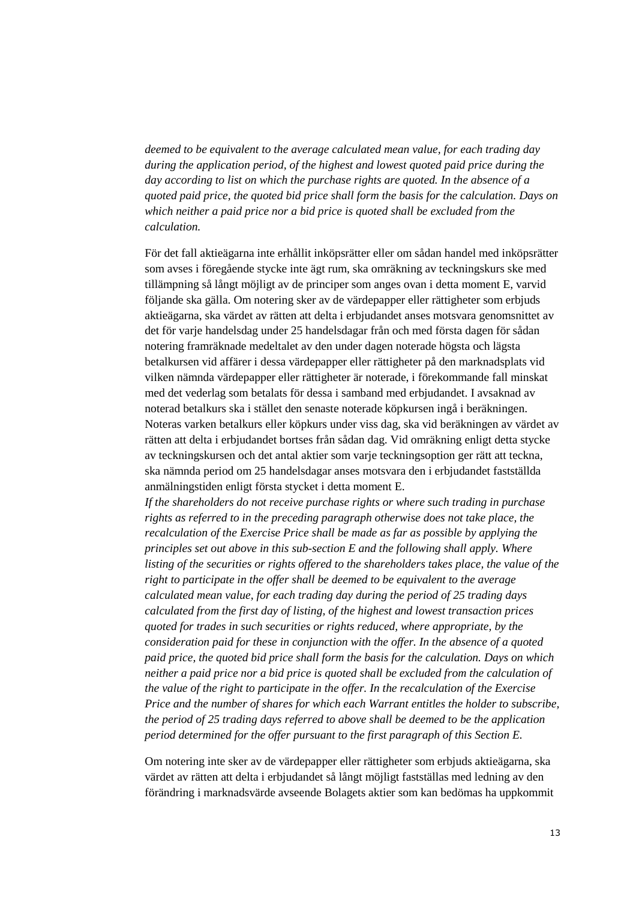*deemed to be equivalent to the average calculated mean value, for each trading day during the application period, of the highest and lowest quoted paid price during the day according to list on which the purchase rights are quoted. In the absence of a quoted paid price, the quoted bid price shall form the basis for the calculation. Days on which neither a paid price nor a bid price is quoted shall be excluded from the calculation.*

För det fall aktieägarna inte erhållit inköpsrätter eller om sådan handel med inköpsrätter som avses i föregående stycke inte ägt rum, ska omräkning av teckningskurs ske med tillämpning så långt möjligt av de principer som anges ovan i detta moment E, varvid följande ska gälla. Om notering sker av de värdepapper eller rättigheter som erbjuds aktieägarna, ska värdet av rätten att delta i erbjudandet anses motsvara genomsnittet av det för varje handelsdag under 25 handelsdagar från och med första dagen för sådan notering framräknade medeltalet av den under dagen noterade högsta och lägsta betalkursen vid affärer i dessa värdepapper eller rättigheter på den marknadsplats vid vilken nämnda värdepapper eller rättigheter är noterade, i förekommande fall minskat med det vederlag som betalats för dessa i samband med erbjudandet. I avsaknad av noterad betalkurs ska i stället den senaste noterade köpkursen ingå i beräkningen. Noteras varken betalkurs eller köpkurs under viss dag, ska vid beräkningen av värdet av rätten att delta i erbjudandet bortses från sådan dag. Vid omräkning enligt detta stycke av teckningskursen och det antal aktier som varje teckningsoption ger rätt att teckna, ska nämnda period om 25 handelsdagar anses motsvara den i erbjudandet fastställda anmälningstiden enligt första stycket i detta moment E.
*If the shareholders do not receive purchase rights or where such trading in purchase rights as referred to in the preceding paragraph otherwise does not take place, the recalculation of the Exercise Price shall be made as far as possible by applying the principles set out above in this sub-section E and the following shall apply. Where listing of the securities or rights offered to the shareholders takes place, the value of the right to participate in the offer shall be deemed to be equivalent to the average calculated mean value, for each trading day during the period of 25 trading days calculated from the first day of listing, of the highest and lowest transaction prices quoted for trades in such securities or rights reduced, where appropriate, by the consideration paid for these in conjunction with the offer. In the absence of a quoted paid price, the quoted bid price shall form the basis for the calculation. Days on which neither a paid price nor a bid price is quoted shall be excluded from the calculation of the value of the right to participate in the offer. In the recalculation of the Exercise Price and the number of shares for which each Warrant entitles the holder to subscribe, the period of 25 trading days referred to above shall be deemed to be the application period determined for the offer pursuant to the first paragraph of this Section E.*

Om notering inte sker av de värdepapper eller rättigheter som erbjuds aktieägarna, ska värdet av rätten att delta i erbjudandet så långt möjligt fastställas med ledning av den förändring i marknadsvärde avseende Bolagets aktier som kan bedömas ha uppkommit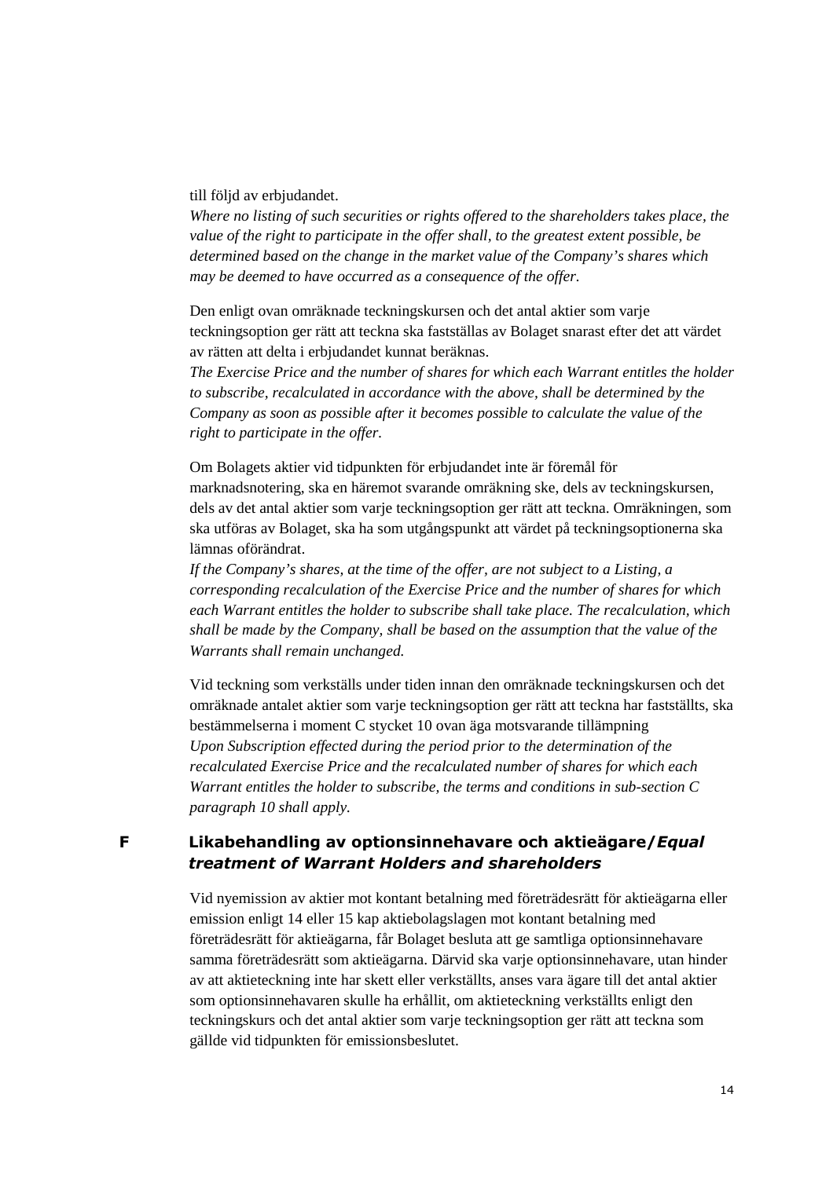till följd av erbjudandet.
*Where no listing of such securities or rights offered to the shareholders takes place, the value of the right to participate in the offer shall, to the greatest extent possible, be determined based on the change in the market value of the Company's shares which may be deemed to have occurred as a consequence of the offer.*

Den enligt ovan omräknade teckningskursen och det antal aktier som varje teckningsoption ger rätt att teckna ska fastställas av Bolaget snarast efter det att värdet av rätten att delta i erbjudandet kunnat beräknas.
*The Exercise Price and the number of shares for which each Warrant entitles the holder to subscribe, recalculated in accordance with the above, shall be determined by the Company as soon as possible after it becomes possible to calculate the value of the right to participate in the offer.*

Om Bolagets aktier vid tidpunkten för erbjudandet inte är föremål för marknadsnotering, ska en häremot svarande omräkning ske, dels av teckningskursen, dels av det antal aktier som varje teckningsoption ger rätt att teckna. Omräkningen, som ska utföras av Bolaget, ska ha som utgångspunkt att värdet på teckningsoptionerna ska lämnas oförändrat.
*If the Company's shares, at the time of the offer, are not subject to a Listing, a corresponding recalculation of the Exercise Price and the number of shares for which each Warrant entitles the holder to subscribe shall take place. The recalculation, which shall be made by the Company, shall be based on the assumption that the value of the Warrants shall remain unchanged.*

Vid teckning som verkställs under tiden innan den omräknade teckningskursen och det omräknade antalet aktier som varje teckningsoption ger rätt att teckna har fastställts, ska bestämmelserna i moment C stycket 10 ovan äga motsvarande tillämpning
*Upon Subscription effected during the period prior to the determination of the recalculated Exercise Price and the recalculated number of shares for which each Warrant entitles the holder to subscribe, the terms and conditions in sub-section C paragraph 10 shall apply.*

## F Likabehandling av optionsinnehavare och aktieägare/*Equal treatment of Warrant Holders and shareholders*

Vid nyemission av aktier mot kontant betalning med företrädesrätt för aktieägarna eller emission enligt 14 eller 15 kap aktiebolagslagen mot kontant betalning med företrädesrätt för aktieägarna, får Bolaget besluta att ge samtliga optionsinnehavare samma företrädesrätt som aktieägarna. Därvid ska varje optionsinnehavare, utan hinder av att aktieteckning inte har skett eller verkställts, anses vara ägare till det antal aktier som optionsinnehavaren skulle ha erhållit, om aktieteckning verkställts enligt den teckningskurs och det antal aktier som varje teckningsoption ger rätt att teckna som gällde vid tidpunkten för emissionsbeslutet.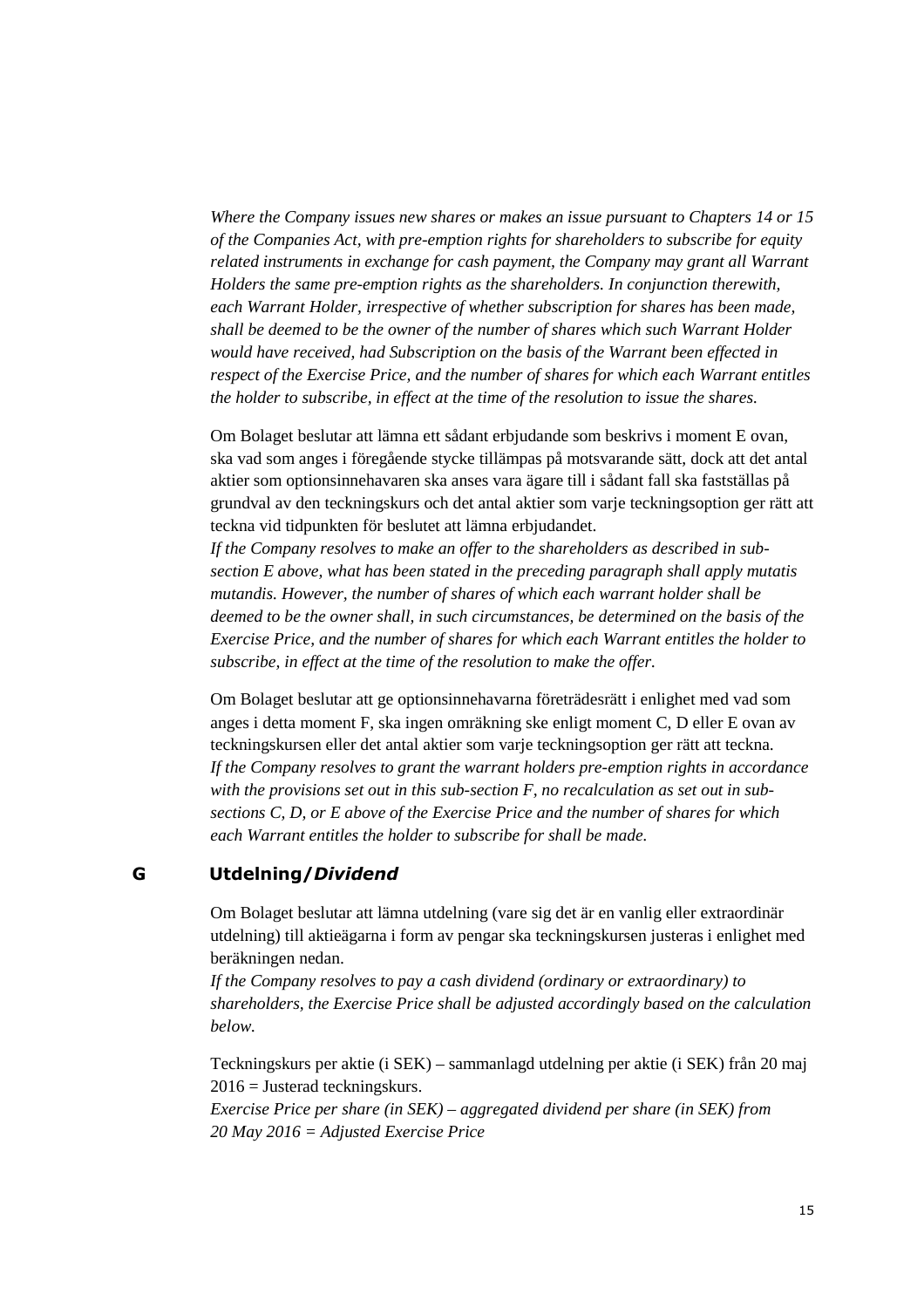*Where the Company issues new shares or makes an issue pursuant to Chapters 14 or 15 of the Companies Act, with pre-emption rights for shareholders to subscribe for equity related instruments in exchange for cash payment, the Company may grant all Warrant Holders the same pre-emption rights as the shareholders. In conjunction therewith, each Warrant Holder, irrespective of whether subscription for shares has been made, shall be deemed to be the owner of the number of shares which such Warrant Holder would have received, had Subscription on the basis of the Warrant been effected in respect of the Exercise Price, and the number of shares for which each Warrant entitles the holder to subscribe, in effect at the time of the resolution to issue the shares.*

Om Bolaget beslutar att lämna ett sådant erbjudande som beskrivs i moment E ovan, ska vad som anges i föregående stycke tillämpas på motsvarande sätt, dock att det antal aktier som optionsinnehavaren ska anses vara ägare till i sådant fall ska fastställas på grundval av den teckningskurs och det antal aktier som varje teckningsoption ger rätt att teckna vid tidpunkten för beslutet att lämna erbjudandet.
*If the Company resolves to make an offer to the shareholders as described in sub-section E above, what has been stated in the preceding paragraph shall apply mutatis mutandis. However, the number of shares of which each warrant holder shall be deemed to be the owner shall, in such circumstances, be determined on the basis of the Exercise Price, and the number of shares for which each Warrant entitles the holder to subscribe, in effect at the time of the resolution to make the offer.*

Om Bolaget beslutar att ge optionsinnehavarna företrädesrätt i enlighet med vad som anges i detta moment F, ska ingen omräkning ske enligt moment C, D eller E ovan av teckningskursen eller det antal aktier som varje teckningsoption ger rätt att teckna.
*If the Company resolves to grant the warrant holders pre-emption rights in accordance with the provisions set out in this sub-section F, no recalculation as set out in sub-sections C, D, or E above of the Exercise Price and the number of shares for which each Warrant entitles the holder to subscribe for shall be made.*

## G Utdelning/*Dividend*

Om Bolaget beslutar att lämna utdelning (vare sig det är en vanlig eller extraordinär utdelning) till aktieägarna i form av pengar ska teckningskursen justeras i enlighet med beräkningen nedan.
*If the Company resolves to pay a cash dividend (ordinary or extraordinary) to shareholders, the Exercise Price shall be adjusted accordingly based on the calculation below.*

Teckningskurs per aktie (i SEK) – sammanlagd utdelning per aktie (i SEK) från 20 maj 2016 = Justerad teckningskurs.
*Exercise Price per share (in SEK) – aggregated dividend per share (in SEK) from 20 May 2016 = Adjusted Exercise Price*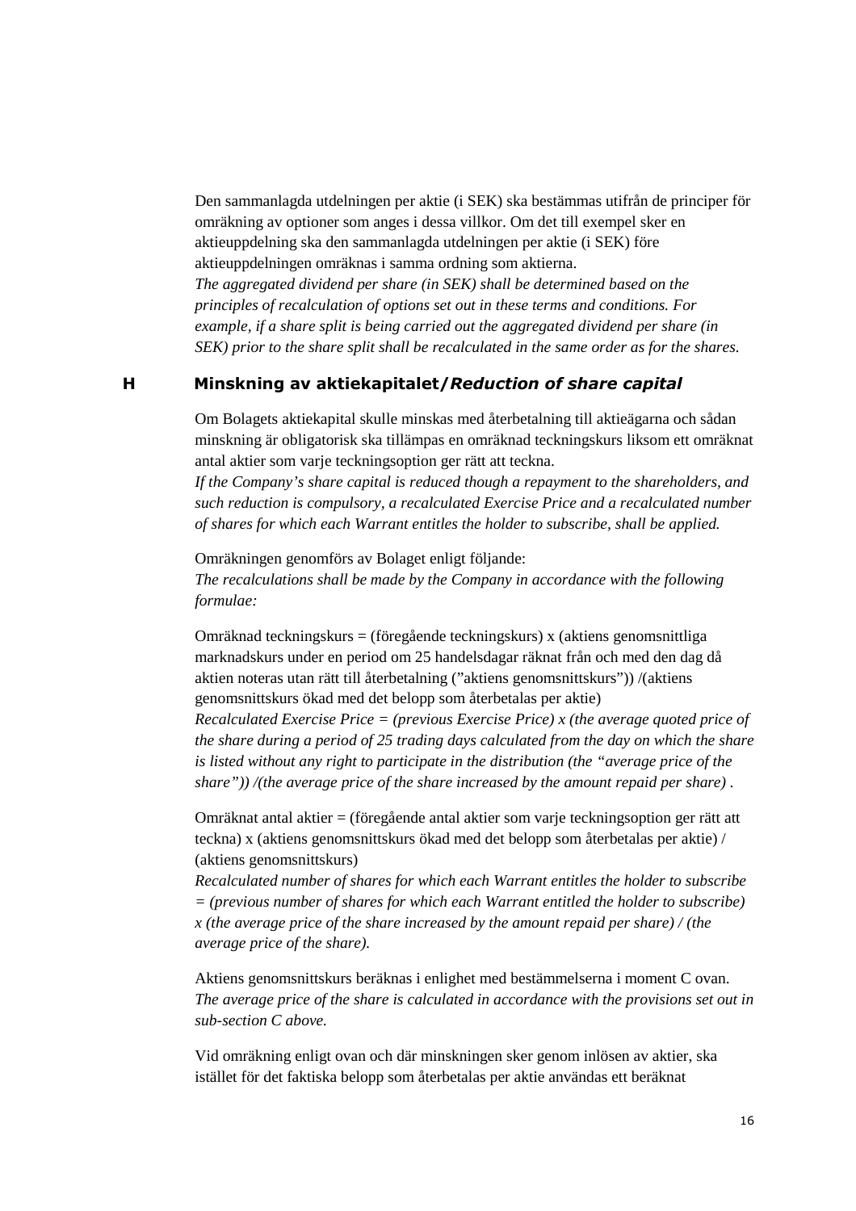Den sammanlagda utdelningen per aktie (i SEK) ska bestämmas utifrån de principer för omräkning av optioner som anges i dessa villkor. Om det till exempel sker en aktieuppdelning ska den sammanlagda utdelningen per aktie (i SEK) före aktieuppdelningen omräknas i samma ordning som aktierna.
*The aggregated dividend per share (in SEK) shall be determined based on the principles of recalculation of options set out in these terms and conditions. For example, if a share split is being carried out the aggregated dividend per share (in SEK) prior to the share split shall be recalculated in the same order as for the shares.*

## H Minskning av aktiekapitalet/*Reduction of share capital*

Om Bolagets aktiekapital skulle minskas med återbetalning till aktieägarna och sådan minskning är obligatorisk ska tillämpas en omräknad teckningskurs liksom ett omräknat antal aktier som varje teckningsoption ger rätt att teckna.
*If the Company's share capital is reduced though a repayment to the shareholders, and such reduction is compulsory, a recalculated Exercise Price and a recalculated number of shares for which each Warrant entitles the holder to subscribe, shall be applied.*

Omräkningen genomförs av Bolaget enligt följande:
*The recalculations shall be made by the Company in accordance with the following formulae:*

Omräknad teckningskurs = (föregående teckningskurs) x (aktiens genomsnittliga marknadskurs under en period om 25 handelsdagar räknat från och med den dag då aktien noteras utan rätt till återbetalning ("aktiens genomsnittskurs")) /(aktiens genomsnittskurs ökad med det belopp som återbetalas per aktie)
*Recalculated Exercise Price = (previous Exercise Price) x (the average quoted price of the share during a period of 25 trading days calculated from the day on which the share is listed without any right to participate in the distribution (the "average price of the share")) /(the average price of the share increased by the amount repaid per share) .*

Omräknat antal aktier = (föregående antal aktier som varje teckningsoption ger rätt att teckna) x (aktiens genomsnittskurs ökad med det belopp som återbetalas per aktie) / (aktiens genomsnittskurs)
*Recalculated number of shares for which each Warrant entitles the holder to subscribe = (previous number of shares for which each Warrant entitled the holder to subscribe) x (the average price of the share increased by the amount repaid per share) / (the average price of the share).*

Aktiens genomsnittskurs beräknas i enlighet med bestämmelserna i moment C ovan.
*The average price of the share is calculated in accordance with the provisions set out in sub-section C above.*

Vid omräkning enligt ovan och där minskningen sker genom inlösen av aktier, ska istället för det faktiska belopp som återbetalas per aktie användas ett beräknat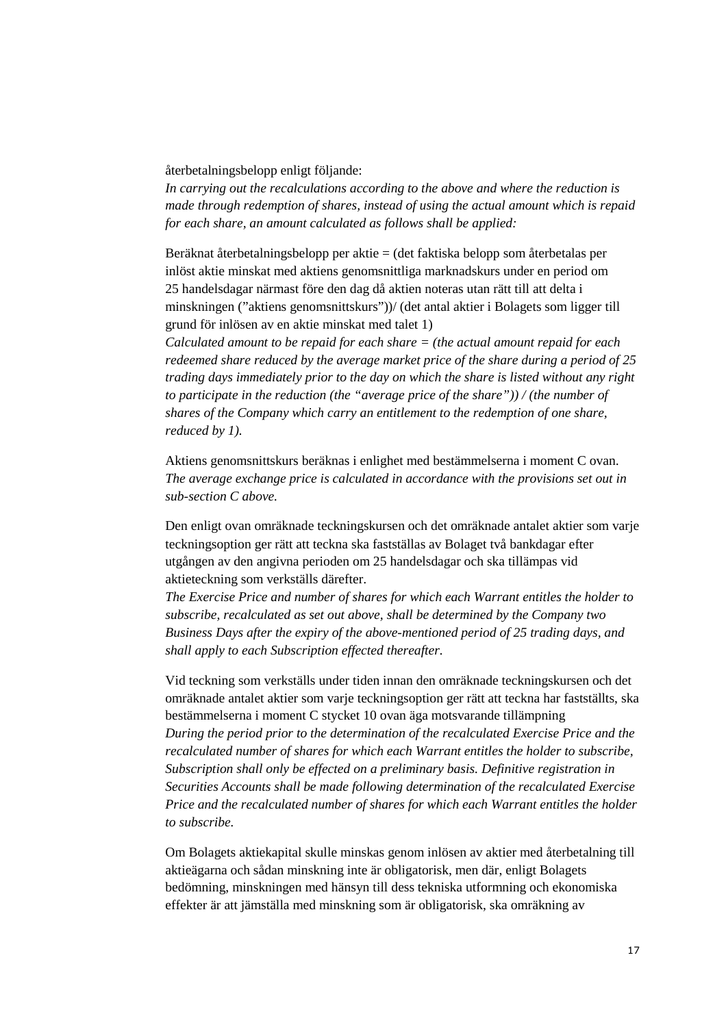återbetalningsbelopp enligt följande:
*In carrying out the recalculations according to the above and where the reduction is made through redemption of shares, instead of using the actual amount which is repaid for each share, an amount calculated as follows shall be applied:*

Beräknat återbetalningsbelopp per aktie = (det faktiska belopp som återbetalas per inlöst aktie minskat med aktiens genomsnittliga marknadskurs under en period om 25 handelsdagar närmast före den dag då aktien noteras utan rätt till att delta i minskningen (”aktiens genomsnittskurs”))/ (det antal aktier i Bolagets som ligger till grund för inlösen av en aktie minskat med talet 1)
*Calculated amount to be repaid for each share = (the actual amount repaid for each redeemed share reduced by the average market price of the share during a period of 25 trading days immediately prior to the day on which the share is listed without any right to participate in the reduction (the “average price of the share”)) / (the number of shares of the Company which carry an entitlement to the redemption of one share, reduced by 1).*

Aktiens genomsnittskurs beräknas i enlighet med bestämmelserna i moment C ovan.
*The average exchange price is calculated in accordance with the provisions set out in sub-section C above.*

Den enligt ovan omräknade teckningskursen och det omräknade antalet aktier som varje teckningsoption ger rätt att teckna ska fastställas av Bolaget två bankdagar efter utgången av den angivna perioden om 25 handelsdagar och ska tillämpas vid aktieteckning som verkställs därefter.
*The Exercise Price and number of shares for which each Warrant entitles the holder to subscribe, recalculated as set out above, shall be determined by the Company two Business Days after the expiry of the above-mentioned period of 25 trading days, and shall apply to each Subscription effected thereafter.*

Vid teckning som verkställs under tiden innan den omräknade teckningskursen och det omräknade antalet aktier som varje teckningsoption ger rätt att teckna har fastställts, ska bestämmelserna i moment C stycket 10 ovan äga motsvarande tillämpning
*During the period prior to the determination of the recalculated Exercise Price and the recalculated number of shares for which each Warrant entitles the holder to subscribe, Subscription shall only be effected on a preliminary basis. Definitive registration in Securities Accounts shall be made following determination of the recalculated Exercise Price and the recalculated number of shares for which each Warrant entitles the holder to subscribe.*

Om Bolagets aktiekapital skulle minskas genom inlösen av aktier med återbetalning till aktieägarna och sådan minskning inte är obligatorisk, men där, enligt Bolagets bedömning, minskningen med hänsyn till dess tekniska utformning och ekonomiska effekter är att jämställa med minskning som är obligatorisk, ska omräkning av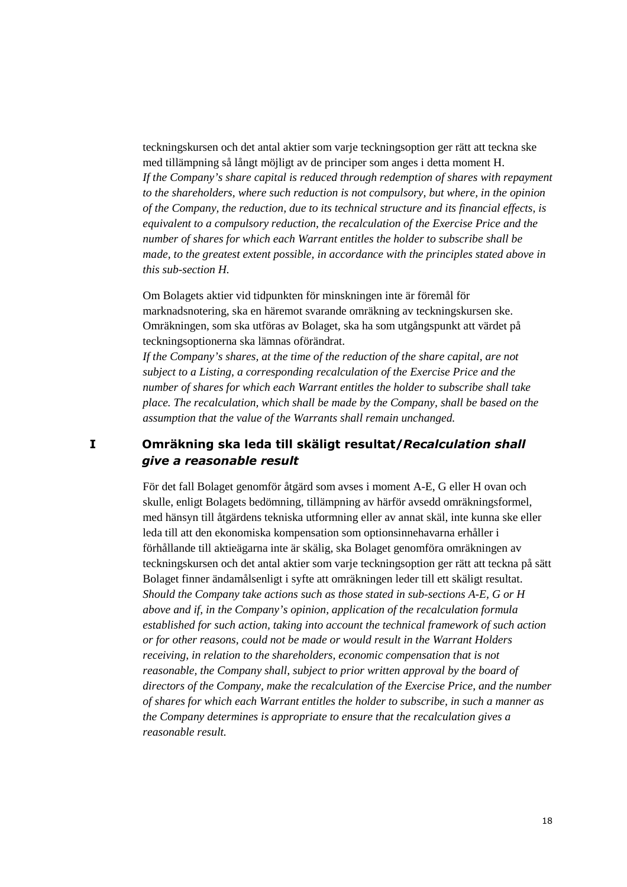teckningskursen och det antal aktier som varje teckningsoption ger rätt att teckna ske med tillämpning så långt möjligt av de principer som anges i detta moment H.
*If the Company's share capital is reduced through redemption of shares with repayment to the shareholders, where such reduction is not compulsory, but where, in the opinion of the Company, the reduction, due to its technical structure and its financial effects, is equivalent to a compulsory reduction, the recalculation of the Exercise Price and the number of shares for which each Warrant entitles the holder to subscribe shall be made, to the greatest extent possible, in accordance with the principles stated above in this sub-section H.*

Om Bolagets aktier vid tidpunkten för minskningen inte är föremål för marknadsnotering, ska en häremot svarande omräkning av teckningskursen ske. Omräkningen, som ska utföras av Bolaget, ska ha som utgångspunkt att värdet på teckningsoptionerna ska lämnas oförändrat.
*If the Company's shares, at the time of the reduction of the share capital, are not subject to a Listing, a corresponding recalculation of the Exercise Price and the number of shares for which each Warrant entitles the holder to subscribe shall take place. The recalculation, which shall be made by the Company, shall be based on the assumption that the value of the Warrants shall remain unchanged.*

## I Omräkning ska leda till skäligt resultat/*Recalculation shall give a reasonable result*

För det fall Bolaget genomför åtgärd som avses i moment A-E, G eller H ovan och skulle, enligt Bolagets bedömning, tillämpning av härför avsedd omräkningsformel, med hänsyn till åtgärdens tekniska utformning eller av annat skäl, inte kunna ske eller leda till att den ekonomiska kompensation som optionsinnehavarna erhåller i förhållande till aktieägarna inte är skälig, ska Bolaget genomföra omräkningen av teckningskursen och det antal aktier som varje teckningsoption ger rätt att teckna på sätt Bolaget finner ändamålsenligt i syfte att omräkningen leder till ett skäligt resultat.
*Should the Company take actions such as those stated in sub-sections A-E, G or H above and if, in the Company's opinion, application of the recalculation formula established for such action, taking into account the technical framework of such action or for other reasons, could not be made or would result in the Warrant Holders receiving, in relation to the shareholders, economic compensation that is not reasonable, the Company shall, subject to prior written approval by the board of directors of the Company, make the recalculation of the Exercise Price, and the number of shares for which each Warrant entitles the holder to subscribe, in such a manner as the Company determines is appropriate to ensure that the recalculation gives a reasonable result.*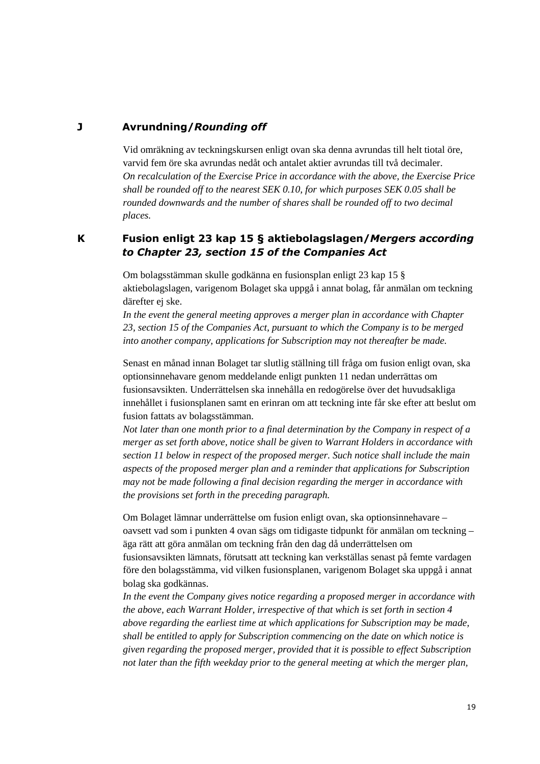## J Avrundning/*Rounding off*

Vid omräkning av teckningskursen enligt ovan ska denna avrundas till helt tiotal öre, varvid fem öre ska avrundas nedåt och antalet aktier avrundas till två decimaler.
*On recalculation of the Exercise Price in accordance with the above, the Exercise Price shall be rounded off to the nearest SEK 0.10, for which purposes SEK 0.05 shall be rounded downwards and the number of shares shall be rounded off to two decimal places.*

## K Fusion enligt 23 kap 15 § aktiebolagslagen/*Mergers according to Chapter 23, section 15 of the Companies Act*

Om bolagsstämman skulle godkänna en fusionsplan enligt 23 kap 15 § aktiebolagslagen, varigenom Bolaget ska uppgå i annat bolag, får anmälan om teckning därefter ej ske.
*In the event the general meeting approves a merger plan in accordance with Chapter 23, section 15 of the Companies Act, pursuant to which the Company is to be merged into another company, applications for Subscription may not thereafter be made.*

Senast en månad innan Bolaget tar slutlig ställning till fråga om fusion enligt ovan, ska optionsinnehavare genom meddelande enligt punkten 11 nedan underrättas om fusionsavsikten. Underrättelsen ska innehålla en redogörelse över det huvudsakliga innehållet i fusionsplanen samt en erinran om att teckning inte får ske efter att beslut om fusion fattats av bolagsstämman.
*Not later than one month prior to a final determination by the Company in respect of a merger as set forth above, notice shall be given to Warrant Holders in accordance with section 11 below in respect of the proposed merger. Such notice shall include the main aspects of the proposed merger plan and a reminder that applications for Subscription may not be made following a final decision regarding the merger in accordance with the provisions set forth in the preceding paragraph.*

Om Bolaget lämnar underrättelse om fusion enligt ovan, ska optionsinnehavare – oavsett vad som i punkten 4 ovan sägs om tidigaste tidpunkt för anmälan om teckning – äga rätt att göra anmälan om teckning från den dag då underrättelsen om fusionsavsikten lämnats, förutsatt att teckning kan verkställas senast på femte vardagen före den bolagsstämma, vid vilken fusionsplanen, varigenom Bolaget ska uppgå i annat bolag ska godkännas.
*In the event the Company gives notice regarding a proposed merger in accordance with the above, each Warrant Holder, irrespective of that which is set forth in section 4 above regarding the earliest time at which applications for Subscription may be made, shall be entitled to apply for Subscription commencing on the date on which notice is given regarding the proposed merger, provided that it is possible to effect Subscription not later than the fifth weekday prior to the general meeting at which the merger plan,*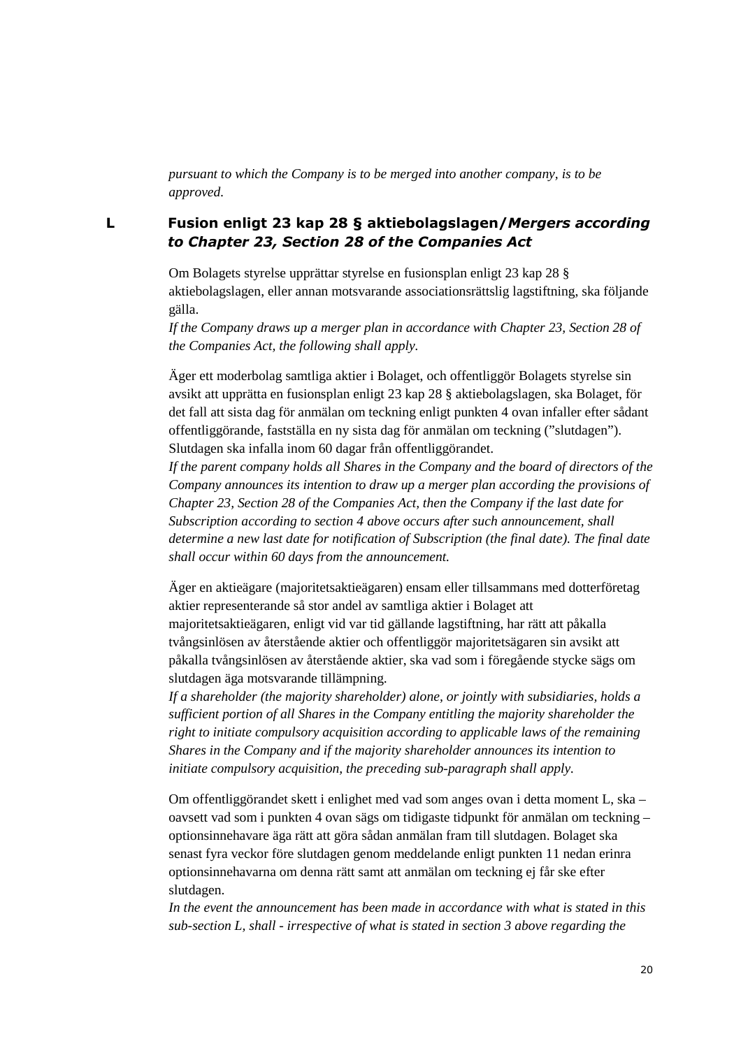*pursuant to which the Company is to be merged into another company, is to be approved.*

## L Fusion enligt 23 kap 28 § aktiebolagslagen/*Mergers according to Chapter 23, Section 28 of the Companies Act*

Om Bolagets styrelse upprättar styrelse en fusionsplan enligt 23 kap 28 § aktiebolagslagen, eller annan motsvarande associationsrättslig lagstiftning, ska följande gälla.
*If the Company draws up a merger plan in accordance with Chapter 23, Section 28 of the Companies Act, the following shall apply.*

Äger ett moderbolag samtliga aktier i Bolaget, och offentliggör Bolagets styrelse sin avsikt att upprätta en fusionsplan enligt 23 kap 28 § aktiebolagslagen, ska Bolaget, för det fall att sista dag för anmälan om teckning enligt punkten 4 ovan infaller efter sådant offentliggörande, fastställa en ny sista dag för anmälan om teckning (”slutdagen”). Slutdagen ska infalla inom 60 dagar från offentliggörandet.
*If the parent company holds all Shares in the Company and the board of directors of the Company announces its intention to draw up a merger plan according the provisions of Chapter 23, Section 28 of the Companies Act, then the Company if the last date for Subscription according to section 4 above occurs after such announcement, shall determine a new last date for notification of Subscription (the final date). The final date shall occur within 60 days from the announcement.*

Äger en aktieägare (majoritetsaktieägaren) ensam eller tillsammans med dotterföretag aktier representerande så stor andel av samtliga aktier i Bolaget att majoritetsaktieägaren, enligt vid var tid gällande lagstiftning, har rätt att påkalla tvångsinlösen av återstående aktier och offentliggör majoritetsägaren sin avsikt att påkalla tvångsinlösen av återstående aktier, ska vad som i föregående stycke sägs om slutdagen äga motsvarande tillämpning.
*If a shareholder (the majority shareholder) alone, or jointly with subsidiaries, holds a sufficient portion of all Shares in the Company entitling the majority shareholder the right to initiate compulsory acquisition according to applicable laws of the remaining Shares in the Company and if the majority shareholder announces its intention to initiate compulsory acquisition, the preceding sub-paragraph shall apply.*

Om offentliggörandet skett i enlighet med vad som anges ovan i detta moment L, ska – oavsett vad som i punkten 4 ovan sägs om tidigaste tidpunkt för anmälan om teckning – optionsinnehavare äga rätt att göra sådan anmälan fram till slutdagen. Bolaget ska senast fyra veckor före slutdagen genom meddelande enligt punkten 11 nedan erinra optionsinnehavarna om denna rätt samt att anmälan om teckning ej får ske efter slutdagen.
*In the event the announcement has been made in accordance with what is stated in this sub-section L, shall - irrespective of what is stated in section 3 above regarding the*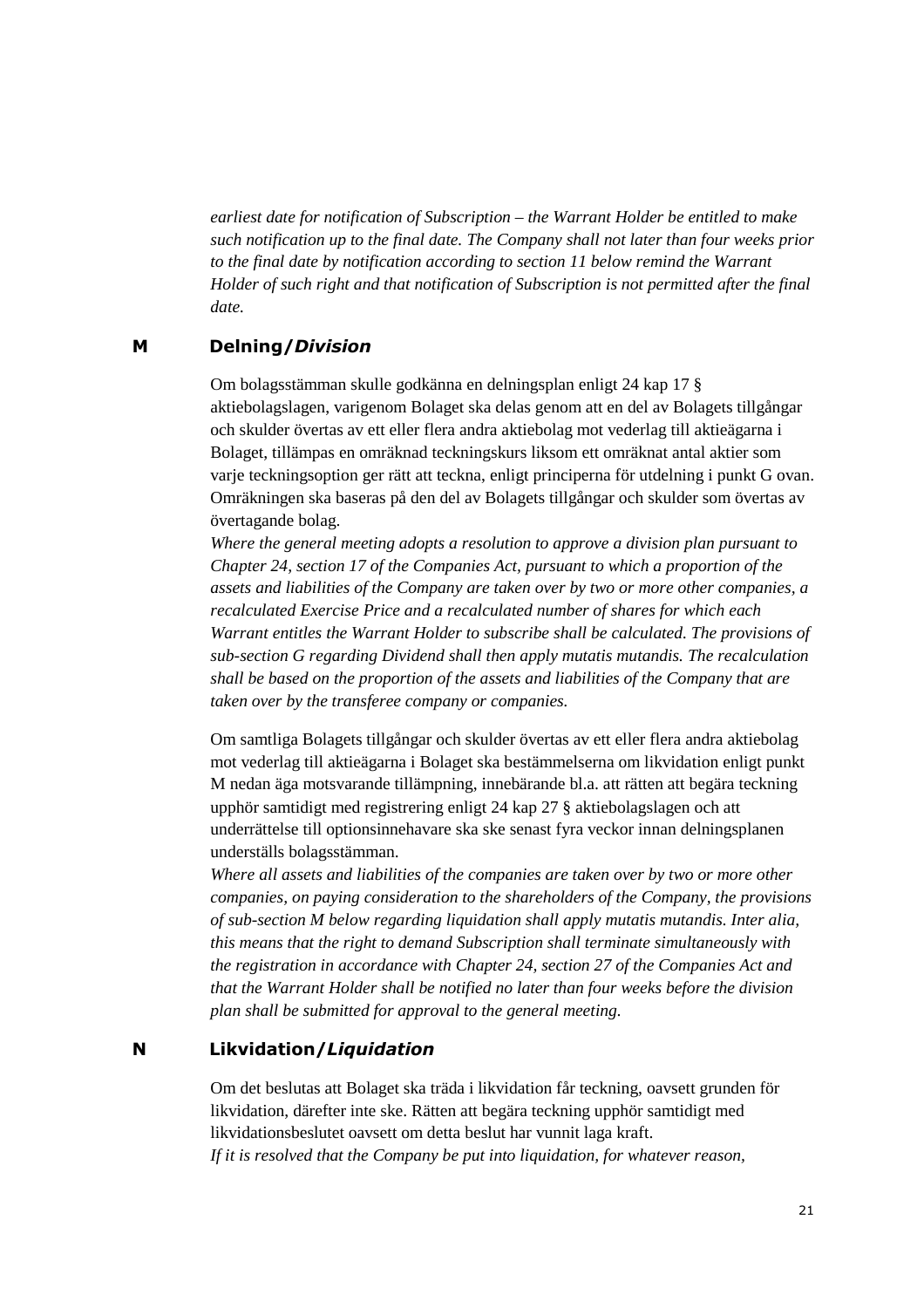*earliest date for notification of Subscription – the Warrant Holder be entitled to make such notification up to the final date. The Company shall not later than four weeks prior to the final date by notification according to section 11 below remind the Warrant Holder of such right and that notification of Subscription is not permitted after the final date.*

## M Delning/*Division*

Om bolagsstämman skulle godkänna en delningsplan enligt 24 kap 17 § aktiebolagslagen, varigenom Bolaget ska delas genom att en del av Bolagets tillgångar och skulder övertas av ett eller flera andra aktiebolag mot vederlag till aktieägarna i Bolaget, tillämpas en omräknad teckningskurs liksom ett omräknat antal aktier som varje teckningsoption ger rätt att teckna, enligt principerna för utdelning i punkt G ovan. Omräkningen ska baseras på den del av Bolagets tillgångar och skulder som övertas av övertagande bolag.
*Where the general meeting adopts a resolution to approve a division plan pursuant to Chapter 24, section 17 of the Companies Act, pursuant to which a proportion of the assets and liabilities of the Company are taken over by two or more other companies, a recalculated Exercise Price and a recalculated number of shares for which each Warrant entitles the Warrant Holder to subscribe shall be calculated. The provisions of sub-section G regarding Dividend shall then apply mutatis mutandis. The recalculation shall be based on the proportion of the assets and liabilities of the Company that are taken over by the transferee company or companies.*

Om samtliga Bolagets tillgångar och skulder övertas av ett eller flera andra aktiebolag mot vederlag till aktieägarna i Bolaget ska bestämmelserna om likvidation enligt punkt M nedan äga motsvarande tillämpning, innebärande bl.a. att rätten att begära teckning upphör samtidigt med registrering enligt 24 kap 27 § aktiebolagslagen och att underrättelse till optionsinnehavare ska ske senast fyra veckor innan delningsplanen underställs bolagsstämman.
*Where all assets and liabilities of the companies are taken over by two or more other companies, on paying consideration to the shareholders of the Company, the provisions of sub-section M below regarding liquidation shall apply mutatis mutandis. Inter alia, this means that the right to demand Subscription shall terminate simultaneously with the registration in accordance with Chapter 24, section 27 of the Companies Act and that the Warrant Holder shall be notified no later than four weeks before the division plan shall be submitted for approval to the general meeting.*

## N Likvidation/*Liquidation*

Om det beslutas att Bolaget ska träda i likvidation får teckning, oavsett grunden för likvidation, därefter inte ske. Rätten att begära teckning upphör samtidigt med likvidationsbeslutet oavsett om detta beslut har vunnit laga kraft.
*If it is resolved that the Company be put into liquidation, for whatever reason,*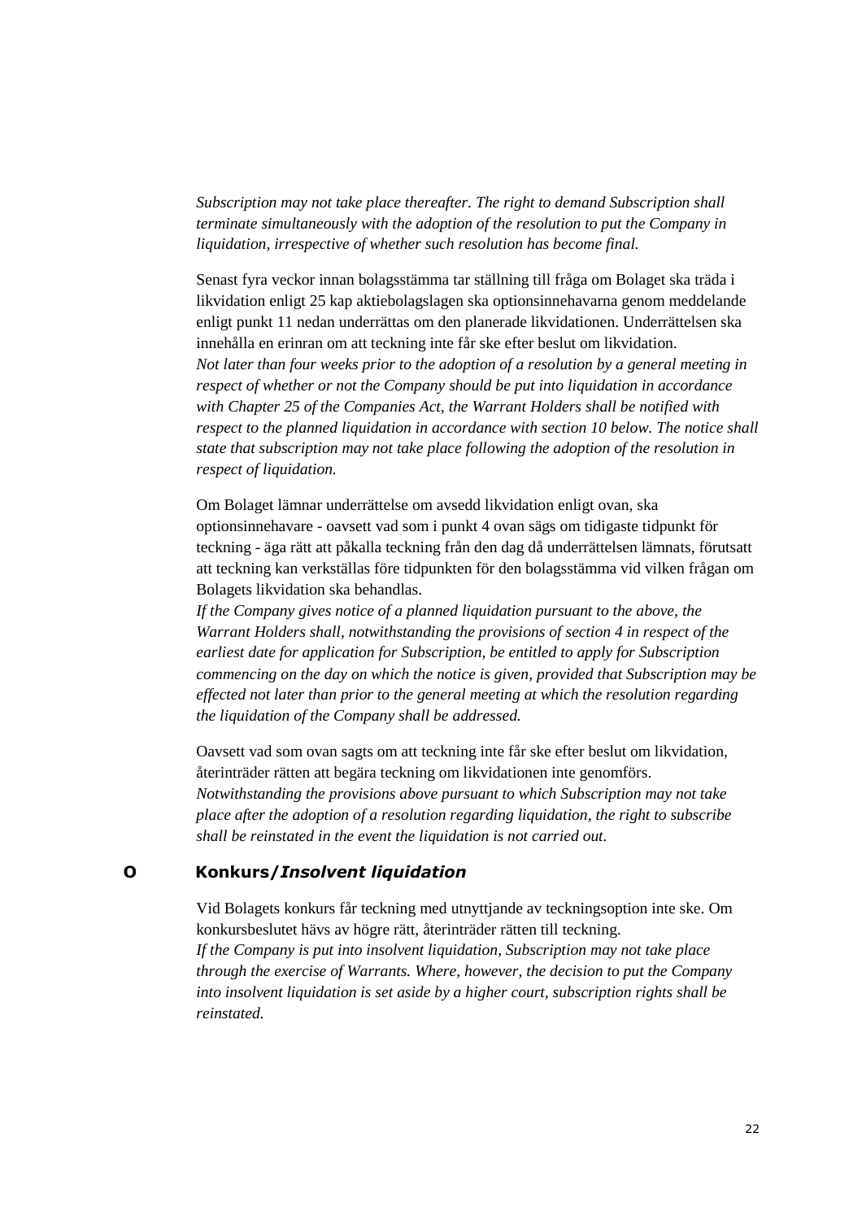*Subscription may not take place thereafter. The right to demand Subscription shall terminate simultaneously with the adoption of the resolution to put the Company in liquidation, irrespective of whether such resolution has become final.*

Senast fyra veckor innan bolagsstämma tar ställning till fråga om Bolaget ska träda i likvidation enligt 25 kap aktiebolagslagen ska optionsinnehavarna genom meddelande enligt punkt 11 nedan underrättas om den planerade likvidationen. Underrättelsen ska innehålla en erinran om att teckning inte får ske efter beslut om likvidation.
*Not later than four weeks prior to the adoption of a resolution by a general meeting in respect of whether or not the Company should be put into liquidation in accordance with Chapter 25 of the Companies Act, the Warrant Holders shall be notified with respect to the planned liquidation in accordance with section 10 below. The notice shall state that subscription may not take place following the adoption of the resolution in respect of liquidation.*

Om Bolaget lämnar underrättelse om avsedd likvidation enligt ovan, ska optionsinnehavare - oavsett vad som i punkt 4 ovan sägs om tidigaste tidpunkt för teckning - äga rätt att påkalla teckning från den dag då underrättelsen lämnats, förutsatt att teckning kan verkställas före tidpunkten för den bolagsstämma vid vilken frågan om Bolagets likvidation ska behandlas.
*If the Company gives notice of a planned liquidation pursuant to the above, the Warrant Holders shall, notwithstanding the provisions of section 4 in respect of the earliest date for application for Subscription, be entitled to apply for Subscription commencing on the day on which the notice is given, provided that Subscription may be effected not later than prior to the general meeting at which the resolution regarding the liquidation of the Company shall be addressed.*

Oavsett vad som ovan sagts om att teckning inte får ske efter beslut om likvidation, återinträder rätten att begära teckning om likvidationen inte genomförs.
*Notwithstanding the provisions above pursuant to which Subscription may not take place after the adoption of a resolution regarding liquidation, the right to subscribe shall be reinstated in the event the liquidation is not carried out.*

## O Konkurs/*Insolvent liquidation*

Vid Bolagets konkurs får teckning med utnyttjande av teckningsoption inte ske. Om konkursbeslutet hävs av högre rätt, återinträder rätten till teckning.
*If the Company is put into insolvent liquidation, Subscription may not take place through the exercise of Warrants. Where, however, the decision to put the Company into insolvent liquidation is set aside by a higher court, subscription rights shall be reinstated.*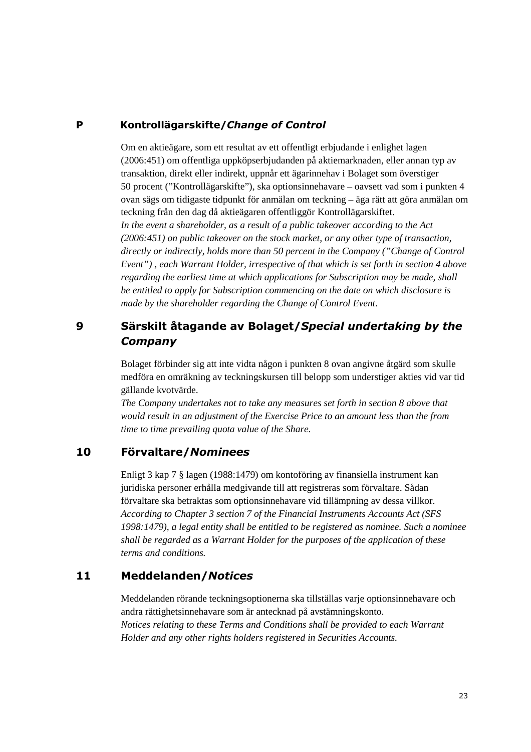## P Kontrollägarskifte/*Change of Control*

Om en aktieägare, som ett resultat av ett offentligt erbjudande i enlighet lagen (2006:451) om offentliga uppköpserbjudanden på aktiemarknaden, eller annan typ av transaktion, direkt eller indirekt, uppnår ett ägarinnehav i Bolaget som överstiger 50 procent (”Kontrollägarskifte”), ska optionsinnehavare – oavsett vad som i punkten 4 ovan sägs om tidigaste tidpunkt för anmälan om teckning – äga rätt att göra anmälan om teckning från den dag då aktieägaren offentliggör Kontrollägarskiftet.
*In the event a shareholder, as a result of a public takeover according to the Act (2006:451) on public takeover on the stock market, or any other type of transaction, directly or indirectly, holds more than 50 percent in the Company (”Change of Control Event”) , each Warrant Holder, irrespective of that which is set forth in section 4 above regarding the earliest time at which applications for Subscription may be made, shall be entitled to apply for Subscription commencing on the date on which disclosure is made by the shareholder regarding the Change of Control Event.*

## 9 Särskilt åtagande av Bolaget/*Special undertaking by the Company*

Bolaget förbinder sig att inte vidta någon i punkten 8 ovan angivne åtgärd som skulle medföra en omräkning av teckningskursen till belopp som understiger akties vid var tid gällande kvotvärde.
*The Company undertakes not to take any measures set forth in section 8 above that would result in an adjustment of the Exercise Price to an amount less than the from time to time prevailing quota value of the Share.*

## 10 Förvaltare/*Nominees*

Enligt 3 kap 7 § lagen (1988:1479) om kontoföring av finansiella instrument kan juridiska personer erhålla medgivande till att registreras som förvaltare. Sådan förvaltare ska betraktas som optionsinnehavare vid tillämpning av dessa villkor.
*According to Chapter 3 section 7 of the Financial Instruments Accounts Act (SFS 1998:1479), a legal entity shall be entitled to be registered as nominee. Such a nominee shall be regarded as a Warrant Holder for the purposes of the application of these terms and conditions.*

## 11 Meddelanden/*Notices*

Meddelanden rörande teckningsoptionerna ska tillställas varje optionsinnehavare och andra rättighetsinnehavare som är antecknad på avstämningskonto.
*Notices relating to these Terms and Conditions shall be provided to each Warrant Holder and any other rights holders registered in Securities Accounts.*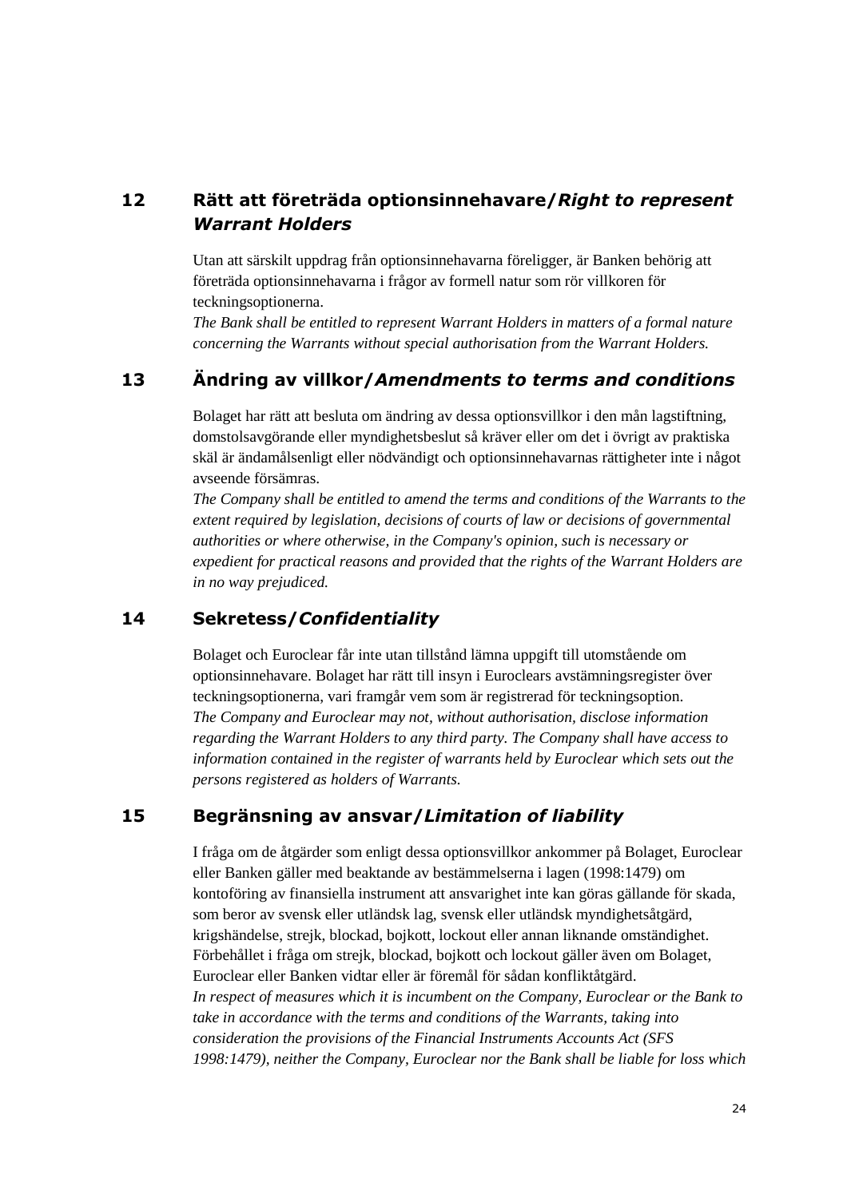## 12 Rätt att företräda optionsinnehavare/*Right to represent Warrant Holders*

Utan att särskilt uppdrag från optionsinnehavarna föreligger, är Banken behörig att företräda optionsinnehavarna i frågor av formell natur som rör villkoren för teckningsoptionerna.
*The Bank shall be entitled to represent Warrant Holders in matters of a formal nature concerning the Warrants without special authorisation from the Warrant Holders.*

## 13 Ändring av villkor/*Amendments to terms and conditions*

Bolaget har rätt att besluta om ändring av dessa optionsvillkor i den mån lagstiftning, domstolsavgörande eller myndighetsbeslut så kräver eller om det i övrigt av praktiska skäl är ändamålsenligt eller nödvändigt och optionsinnehavarnas rättigheter inte i något avseende försämras.
*The Company shall be entitled to amend the terms and conditions of the Warrants to the extent required by legislation, decisions of courts of law or decisions of governmental authorities or where otherwise, in the Company's opinion, such is necessary or expedient for practical reasons and provided that the rights of the Warrant Holders are in no way prejudiced.*

## 14 Sekretess/*Confidentiality*

Bolaget och Euroclear får inte utan tillstånd lämna uppgift till utomstående om optionsinnehavare. Bolaget har rätt till insyn i Euroclears avstämningsregister över teckningsoptionerna, vari framgår vem som är registrerad för teckningsoption.
*The Company and Euroclear may not, without authorisation, disclose information regarding the Warrant Holders to any third party. The Company shall have access to information contained in the register of warrants held by Euroclear which sets out the persons registered as holders of Warrants.*

## 15 Begränsning av ansvar/*Limitation of liability*

I fråga om de åtgärder som enligt dessa optionsvillkor ankommer på Bolaget, Euroclear eller Banken gäller med beaktande av bestämmelserna i lagen (1998:1479) om kontoföring av finansiella instrument att ansvarighet inte kan göras gällande för skada, som beror av svensk eller utländsk lag, svensk eller utländsk myndighetsåtgärd, krigshändelse, strejk, blockad, bojkott, lockout eller annan liknande omständighet. Förbehållet i fråga om strejk, blockad, bojkott och lockout gäller även om Bolaget, Euroclear eller Banken vidtar eller är föremål för sådan konfliktåtgärd.
*In respect of measures which it is incumbent on the Company, Euroclear or the Bank to take in accordance with the terms and conditions of the Warrants, taking into consideration the provisions of the Financial Instruments Accounts Act (SFS 1998:1479), neither the Company, Euroclear nor the Bank shall be liable for loss which*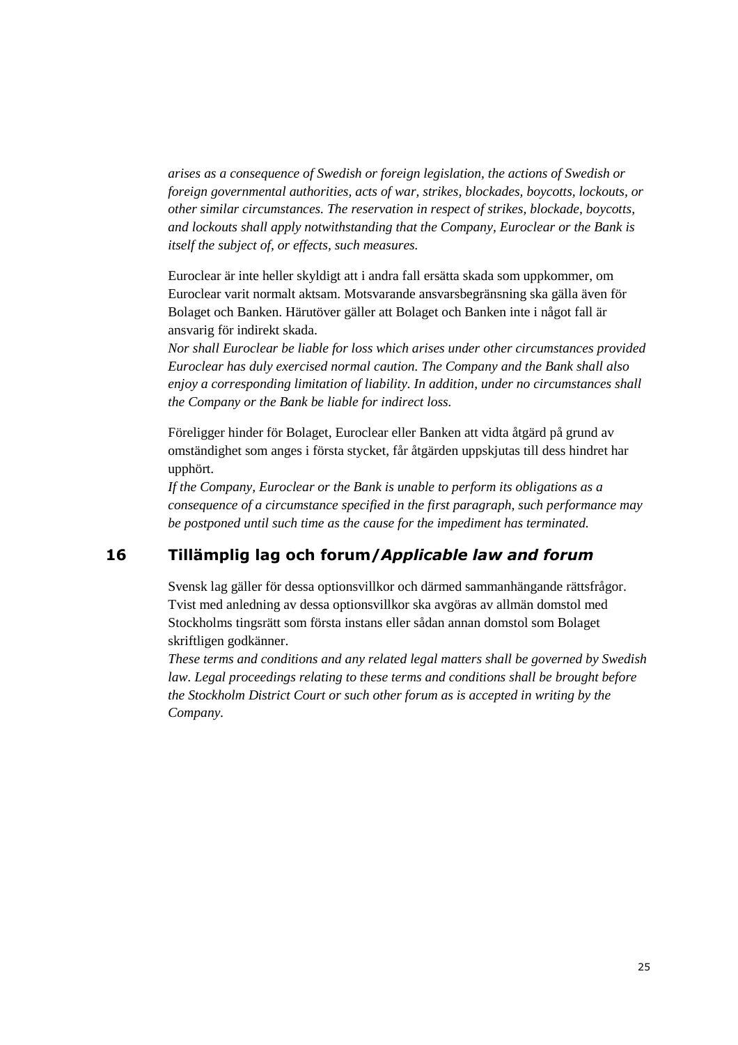*arises as a consequence of Swedish or foreign legislation, the actions of Swedish or foreign governmental authorities, acts of war, strikes, blockades, boycotts, lockouts, or other similar circumstances. The reservation in respect of strikes, blockade, boycotts, and lockouts shall apply notwithstanding that the Company, Euroclear or the Bank is itself the subject of, or effects, such measures.*

Euroclear är inte heller skyldigt att i andra fall ersätta skada som uppkommer, om Euroclear varit normalt aktsam. Motsvarande ansvarsbegränsning ska gälla även för Bolaget och Banken. Härutöver gäller att Bolaget och Banken inte i något fall är ansvarig för indirekt skada.
*Nor shall Euroclear be liable for loss which arises under other circumstances provided Euroclear has duly exercised normal caution. The Company and the Bank shall also enjoy a corresponding limitation of liability. In addition, under no circumstances shall the Company or the Bank be liable for indirect loss.*

Föreligger hinder för Bolaget, Euroclear eller Banken att vidta åtgärd på grund av omständighet som anges i första stycket, får åtgärden uppskjutas till dess hindret har upphört.
*If the Company, Euroclear or the Bank is unable to perform its obligations as a consequence of a circumstance specified in the first paragraph, such performance may be postponed until such time as the cause for the impediment has terminated.*

## 16 Tillämplig lag och forum/*Applicable law and forum*

Svensk lag gäller för dessa optionsvillkor och därmed sammanhängande rättsfrågor. Tvist med anledning av dessa optionsvillkor ska avgöras av allmän domstol med Stockholms tingsrätt som första instans eller sådan annan domstol som Bolaget skriftligen godkänner.
*These terms and conditions and any related legal matters shall be governed by Swedish law. Legal proceedings relating to these terms and conditions shall be brought before the Stockholm District Court or such other forum as is accepted in writing by the Company.*